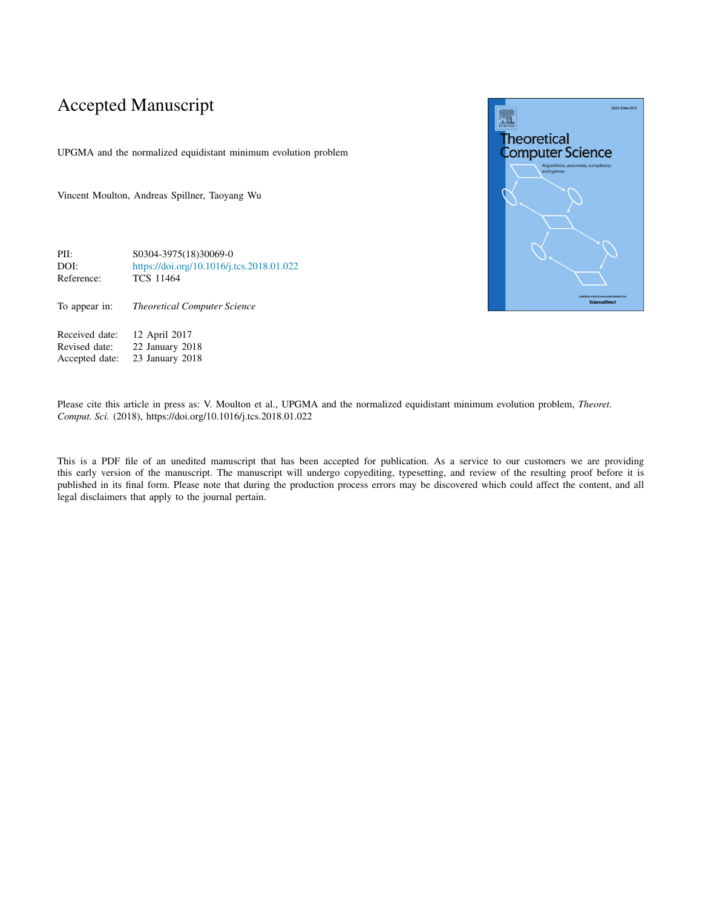# Accepted Manuscript

UPGMA and the normalized equidistant minimum evolution problem

Vincent Moulton, Andreas Spillner, Taoyang Wu

| | |
|---|---|
| PII: | S0304-3975(18)30069-0 |
| DOI: | https://doi.org/10.1016/j.tcs.2018.01.022 |
| Reference: | TCS 11464 |

To appear in: *Theoretical Computer Science*

| | |
|---|---|
| Received date: | 12 April 2017 |
| Revised date: | 22 January 2018 |
| Accepted date: | 23 January 2018 |

Please cite this article in press as: V. Moulton et al., UPGMA and the normalized equidistant minimum evolution problem, *Theoret. Comput. Sci.* (2018), https://doi.org/10.1016/j.tcs.2018.01.022

This is a PDF file of an unedited manuscript that has been accepted for publication. As a service to our customers we are providing this early version of the manuscript. The manuscript will undergo copyediting, typesetting, and review of the resulting proof before it is published in its final form. Please note that during the production process errors may be discovered which could affect the content, and all legal disclaimers that apply to the journal pertain.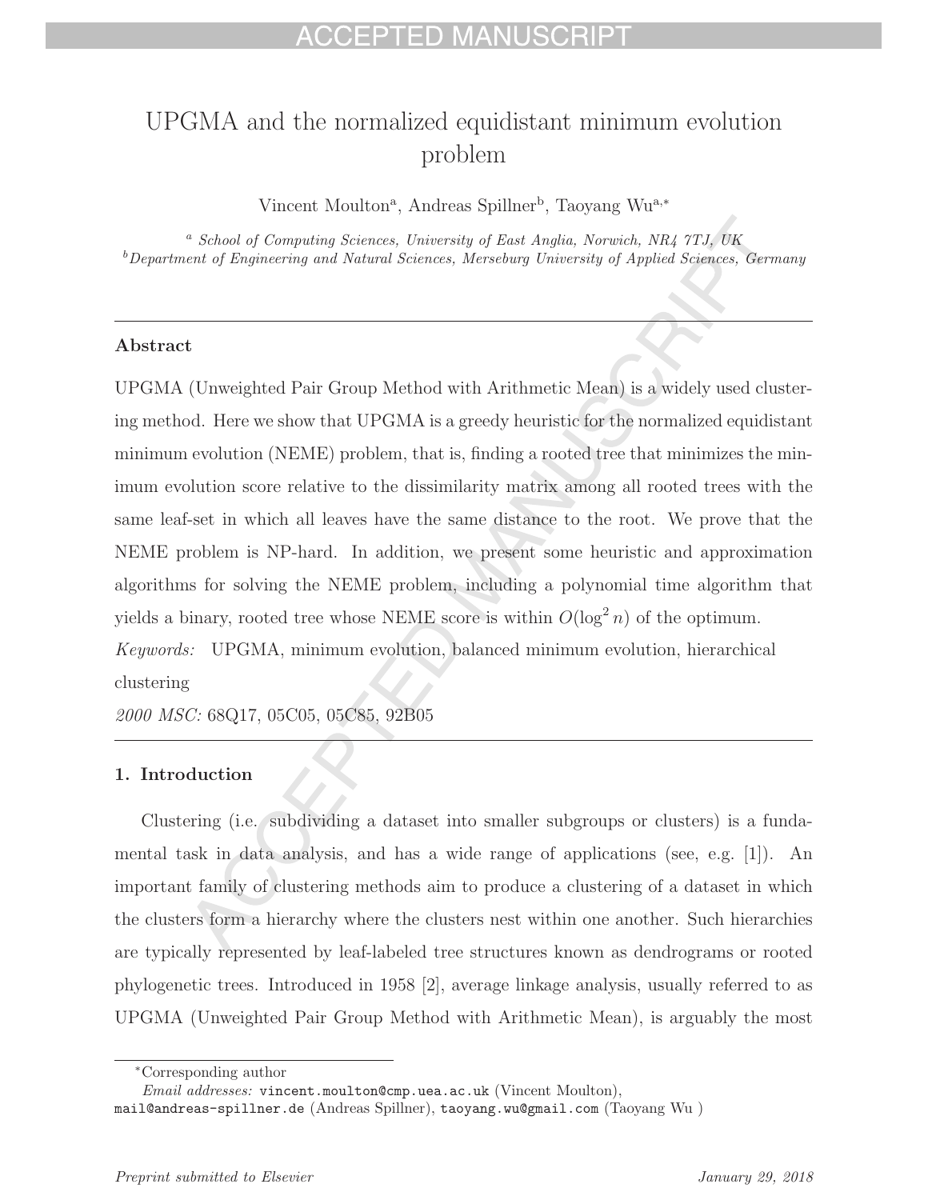# UPGMA and the normalized equidistant minimum evolution problem

Vincent Moulton[a], Andreas Spillner[b], Taoyang Wu[a,*]

[a] *School of Computing Sciences, University of East Anglia, Norwich, NR4 7TJ, UK*
[b] *Department of Engineering and Natural Sciences, Merseburg University of Applied Sciences, Germany*

---

### Abstract

UPGMA (Unweighted Pair Group Method with Arithmetic Mean) is a widely used clustering method. Here we show that UPGMA is a greedy heuristic for the normalized equidistant minimum evolution (NEME) problem, that is, finding a rooted tree that minimizes the minimum evolution score relative to the dissimilarity matrix among all rooted trees with the same leaf-set in which all leaves have the same distance to the root. We prove that the NEME problem is NP-hard. In addition, we present some heuristic and approximation algorithms for solving the NEME problem, including a polynomial time algorithm that yields a binary, rooted tree whose NEME score is within $O(\log^2 n)$ of the optimum.

*Keywords:* UPGMA, minimum evolution, balanced minimum evolution, hierarchical clustering

*2000 MSC:* 68Q17, 05C05, 05C85, 92B05

---

## 1. Introduction

Clustering (i.e. subdividing a dataset into smaller subgroups or clusters) is a fundamental task in data analysis, and has a wide range of applications (see, e.g. [1]). An important family of clustering methods aim to produce a clustering of a dataset in which the clusters form a hierarchy where the clusters nest within one another. Such hierarchies are typically represented by leaf-labeled tree structures known as dendrograms or rooted phylogenetic trees. Introduced in 1958 [2], average linkage analysis, usually referred to as UPGMA (Unweighted Pair Group Method with Arithmetic Mean), is arguably the most

---

*Corresponding author

*Email addresses:* vincent.moulton@cmp.uea.ac.uk (Vincent Moulton), mail@andreas-spillner.de (Andreas Spillner), taoyang.wu@gmail.com (Taoyang Wu )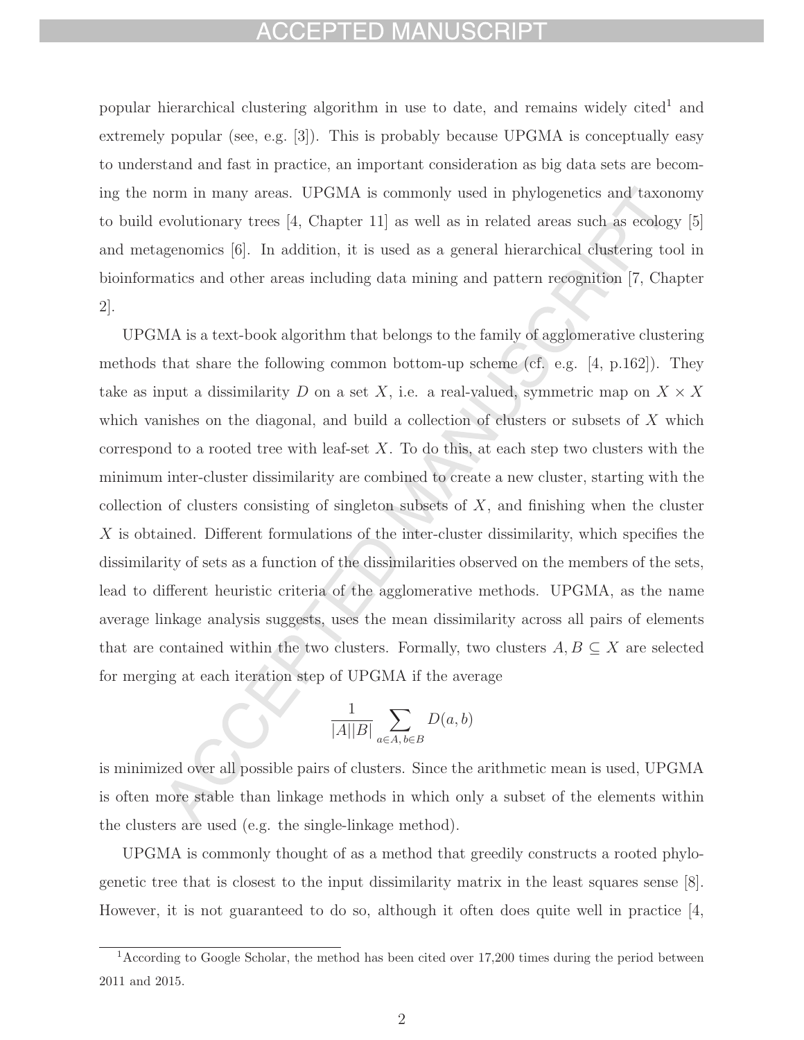popular hierarchical clustering algorithm in use to date, and remains widely cited[1] and extremely popular (see, e.g. [3]). This is probably because UPGMA is conceptually easy to understand and fast in practice, an important consideration as big data sets are becoming the norm in many areas. UPGMA is commonly used in phylogenetics and taxonomy to build evolutionary trees [4, Chapter 11] as well as in related areas such as ecology [5] and metagenomics [6]. In addition, it is used as a general hierarchical clustering tool in bioinformatics and other areas including data mining and pattern recognition [7, Chapter 2].

UPGMA is a text-book algorithm that belongs to the family of agglomerative clustering methods that share the following common bottom-up scheme (cf. e.g. [4, p.162]). They take as input a dissimilarity $D$ on a set $X$, i.e. a real-valued, symmetric map on $X \times X$ which vanishes on the diagonal, and build a collection of clusters or subsets of $X$ which correspond to a rooted tree with leaf-set $X$. To do this, at each step two clusters with the minimum inter-cluster dissimilarity are combined to create a new cluster, starting with the collection of clusters consisting of singleton subsets of $X$, and finishing when the cluster $X$ is obtained. Different formulations of the inter-cluster dissimilarity, which specifies the dissimilarity of sets as a function of the dissimilarities observed on the members of the sets, lead to different heuristic criteria of the agglomerative methods. UPGMA, as the name average linkage analysis suggests, uses the mean dissimilarity across all pairs of elements that are contained within the two clusters. Formally, two clusters $A, B \subseteq X$ are selected for merging at each iteration step of UPGMA if the average

$$\frac{1}{|A||B|} \sum_{a \in A,\, b \in B} D(a,b)$$

is minimized over all possible pairs of clusters. Since the arithmetic mean is used, UPGMA is often more stable than linkage methods in which only a subset of the elements within the clusters are used (e.g. the single-linkage method).

UPGMA is commonly thought of as a method that greedily constructs a rooted phylogenetic tree that is closest to the input dissimilarity matrix in the least squares sense [8]. However, it is not guaranteed to do so, although it often does quite well in practice [4,

[1] According to Google Scholar, the method has been cited over 17,200 times during the period between 2011 and 2015.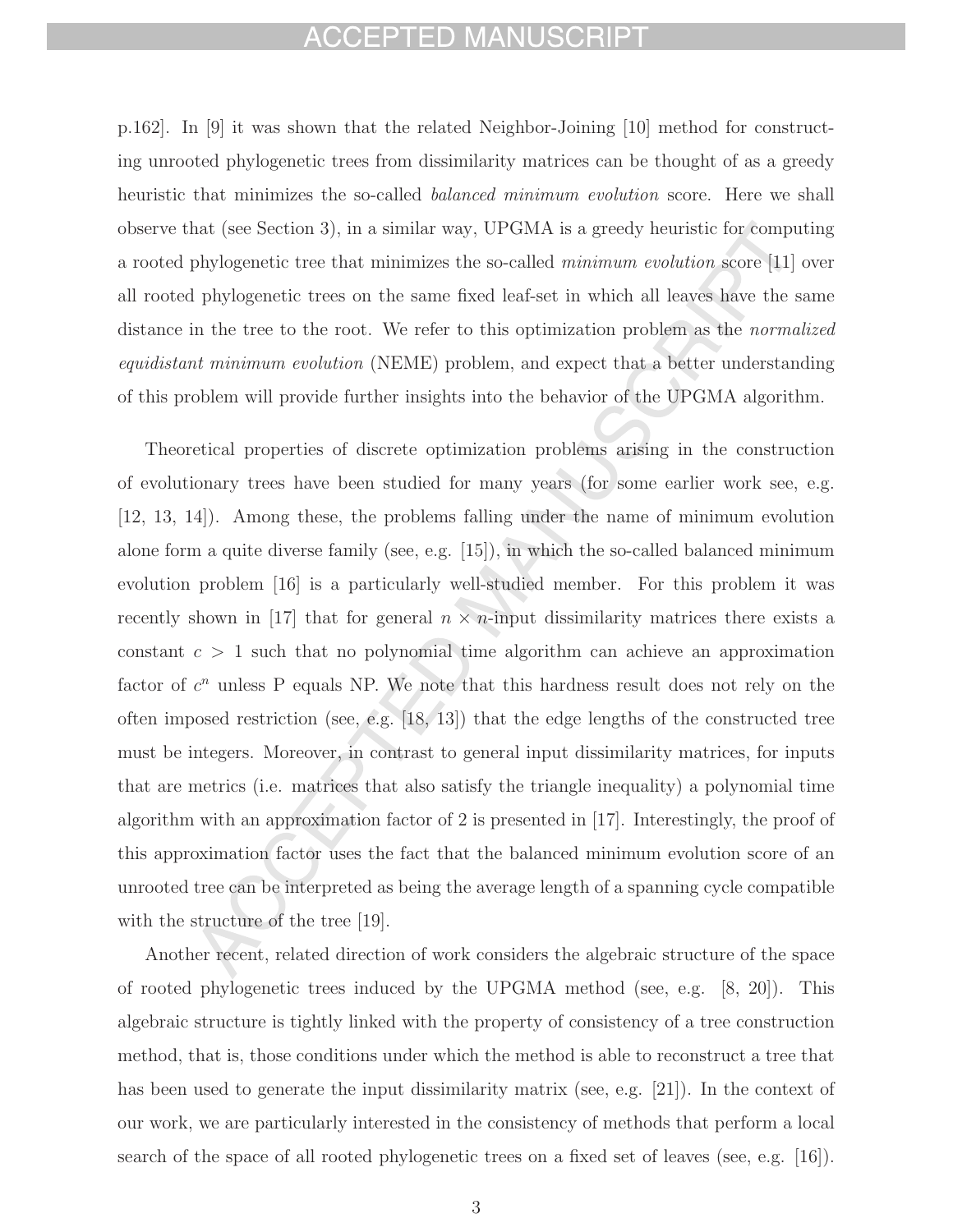p.162]. In [9] it was shown that the related Neighbor-Joining [10] method for constructing unrooted phylogenetic trees from dissimilarity matrices can be thought of as a greedy heuristic that minimizes the so-called *balanced minimum evolution* score. Here we shall observe that (see Section 3), in a similar way, UPGMA is a greedy heuristic for computing a rooted phylogenetic tree that minimizes the so-called *minimum evolution* score [11] over all rooted phylogenetic trees on the same fixed leaf-set in which all leaves have the same distance in the tree to the root. We refer to this optimization problem as the *normalized equidistant minimum evolution* (NEME) problem, and expect that a better understanding of this problem will provide further insights into the behavior of the UPGMA algorithm.

Theoretical properties of discrete optimization problems arising in the construction of evolutionary trees have been studied for many years (for some earlier work see, e.g. [12, 13, 14]). Among these, the problems falling under the name of minimum evolution alone form a quite diverse family (see, e.g. [15]), in which the so-called balanced minimum evolution problem [16] is a particularly well-studied member. For this problem it was recently shown in [17] that for general $n \times n$-input dissimilarity matrices there exists a constant $c > 1$ such that no polynomial time algorithm can achieve an approximation factor of $c^n$ unless P equals NP. We note that this hardness result does not rely on the often imposed restriction (see, e.g. [18, 13]) that the edge lengths of the constructed tree must be integers. Moreover, in contrast to general input dissimilarity matrices, for inputs that are metrics (i.e. matrices that also satisfy the triangle inequality) a polynomial time algorithm with an approximation factor of 2 is presented in [17]. Interestingly, the proof of this approximation factor uses the fact that the balanced minimum evolution score of an unrooted tree can be interpreted as being the average length of a spanning cycle compatible with the structure of the tree [19].

Another recent, related direction of work considers the algebraic structure of the space of rooted phylogenetic trees induced by the UPGMA method (see, e.g. [8, 20]). This algebraic structure is tightly linked with the property of consistency of a tree construction method, that is, those conditions under which the method is able to reconstruct a tree that has been used to generate the input dissimilarity matrix (see, e.g. [21]). In the context of our work, we are particularly interested in the consistency of methods that perform a local search of the space of all rooted phylogenetic trees on a fixed set of leaves (see, e.g. [16]).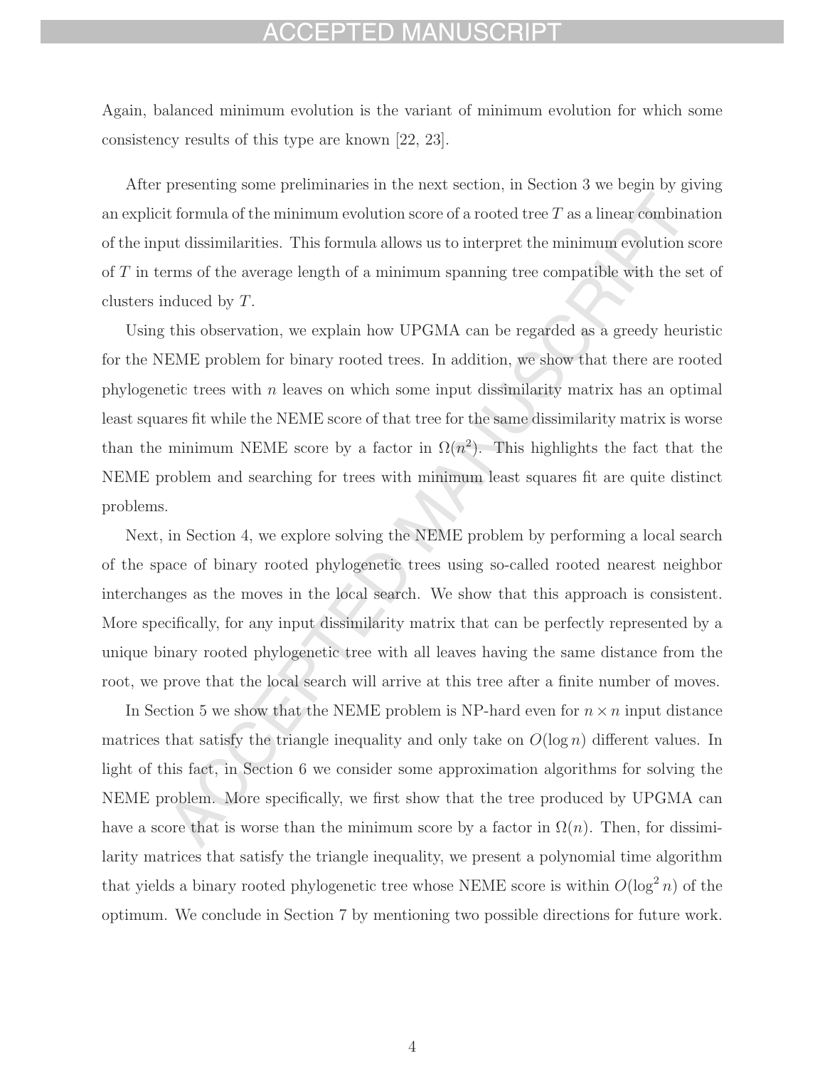Again, balanced minimum evolution is the variant of minimum evolution for which some consistency results of this type are known [22, 23].

After presenting some preliminaries in the next section, in Section 3 we begin by giving an explicit formula of the minimum evolution score of a rooted tree $T$ as a linear combination of the input dissimilarities. This formula allows us to interpret the minimum evolution score of $T$ in terms of the average length of a minimum spanning tree compatible with the set of clusters induced by $T$.

Using this observation, we explain how UPGMA can be regarded as a greedy heuristic for the NEME problem for binary rooted trees. In addition, we show that there are rooted phylogenetic trees with $n$ leaves on which some input dissimilarity matrix has an optimal least squares fit while the NEME score of that tree for the same dissimilarity matrix is worse than the minimum NEME score by a factor in $\Omega(n^2)$. This highlights the fact that the NEME problem and searching for trees with minimum least squares fit are quite distinct problems.

Next, in Section 4, we explore solving the NEME problem by performing a local search of the space of binary rooted phylogenetic trees using so-called rooted nearest neighbor interchanges as the moves in the local search. We show that this approach is consistent. More specifically, for any input dissimilarity matrix that can be perfectly represented by a unique binary rooted phylogenetic tree with all leaves having the same distance from the root, we prove that the local search will arrive at this tree after a finite number of moves.

In Section 5 we show that the NEME problem is NP-hard even for $n \times n$ input distance matrices that satisfy the triangle inequality and only take on $O(\log n)$ different values. In light of this fact, in Section 6 we consider some approximation algorithms for solving the NEME problem. More specifically, we first show that the tree produced by UPGMA can have a score that is worse than the minimum score by a factor in $\Omega(n)$. Then, for dissimilarity matrices that satisfy the triangle inequality, we present a polynomial time algorithm that yields a binary rooted phylogenetic tree whose NEME score is within $O(\log^2 n)$ of the optimum. We conclude in Section 7 by mentioning two possible directions for future work.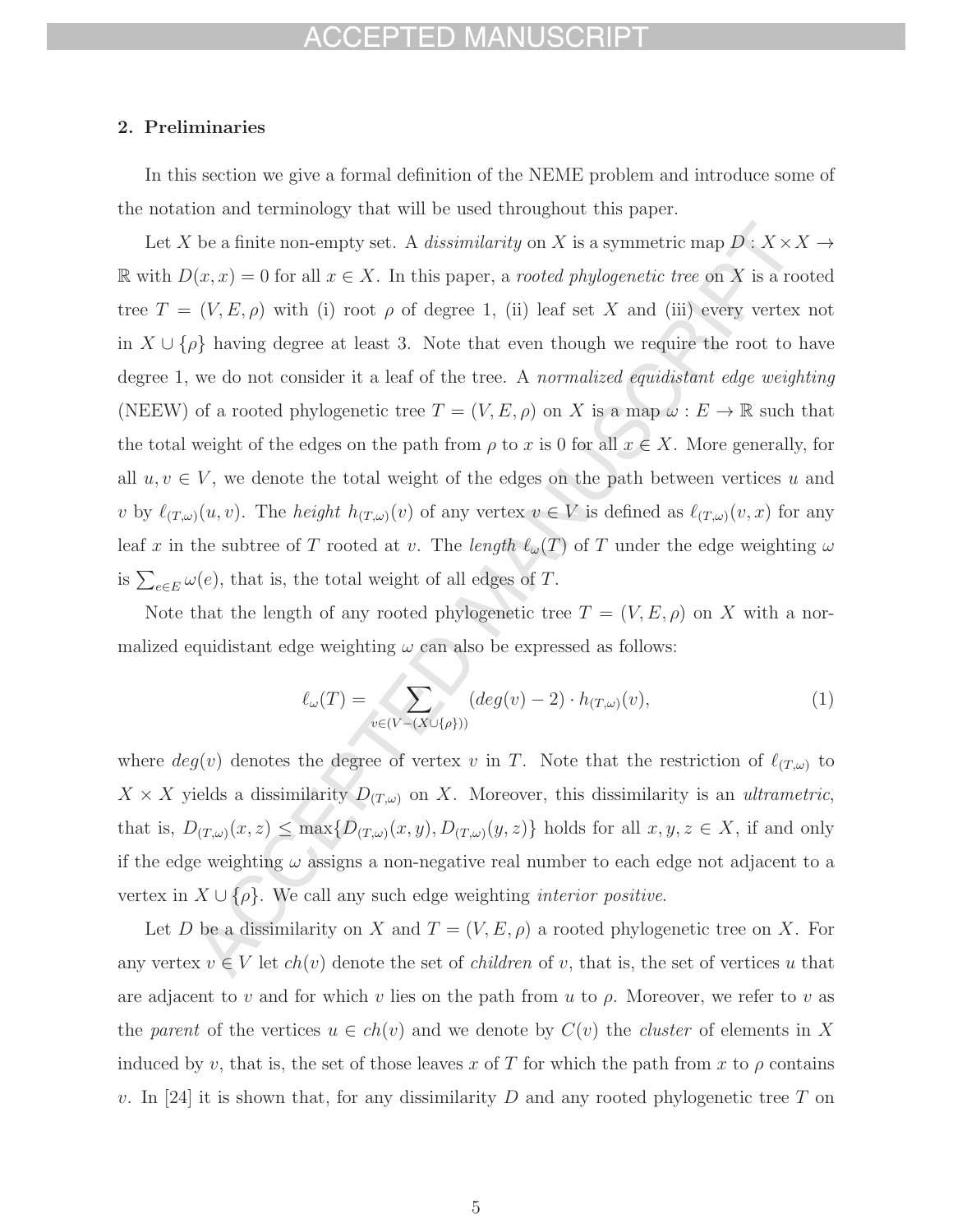## 2. Preliminaries

In this section we give a formal definition of the NEME problem and introduce some of the notation and terminology that will be used throughout this paper.

Let $X$ be a finite non-empty set. A *dissimilarity* on $X$ is a symmetric map $D : X \times X \to \mathbb{R}$ with $D(x, x) = 0$ for all $x \in X$. In this paper, a *rooted phylogenetic tree* on $X$ is a rooted tree $T = (V, E, \rho)$ with (i) root $\rho$ of degree 1, (ii) leaf set $X$ and (iii) every vertex not in $X \cup \{\rho\}$ having degree at least 3. Note that even though we require the root to have degree 1, we do not consider it a leaf of the tree. A *normalized equidistant edge weighting* (NEEW) of a rooted phylogenetic tree $T = (V, E, \rho)$ on $X$ is a map $\omega : E \to \mathbb{R}$ such that the total weight of the edges on the path from $\rho$ to $x$ is 0 for all $x \in X$. More generally, for all $u, v \in V$, we denote the total weight of the edges on the path between vertices $u$ and $v$ by $\ell_{(T,\omega)}(u, v)$. The *height* $h_{(T,\omega)}(v)$ of any vertex $v \in V$ is defined as $\ell_{(T,\omega)}(v, x)$ for any leaf $x$ in the subtree of $T$ rooted at $v$. The *length* $\ell_\omega(T)$ of $T$ under the edge weighting $\omega$ is $\sum_{e \in E} \omega(e)$, that is, the total weight of all edges of $T$.

Note that the length of any rooted phylogenetic tree $T = (V, E, \rho)$ on $X$ with a normalized equidistant edge weighting $\omega$ can also be expressed as follows:

$$\ell_\omega(T) = \sum_{v \in (V - (X \cup \{\rho\}))} (deg(v) - 2) \cdot h_{(T,\omega)}(v), \tag{1}$$

where $deg(v)$ denotes the degree of vertex $v$ in $T$. Note that the restriction of $\ell_{(T,\omega)}$ to $X \times X$ yields a dissimilarity $D_{(T,\omega)}$ on $X$. Moreover, this dissimilarity is an *ultrametric*, that is, $D_{(T,\omega)}(x, z) \leq \max\{D_{(T,\omega)}(x, y), D_{(T,\omega)}(y, z)\}$ holds for all $x, y, z \in X$, if and only if the edge weighting $\omega$ assigns a non-negative real number to each edge not adjacent to a vertex in $X \cup \{\rho\}$. We call any such edge weighting *interior positive*.

Let $D$ be a dissimilarity on $X$ and $T = (V, E, \rho)$ a rooted phylogenetic tree on $X$. For any vertex $v \in V$ let $ch(v)$ denote the set of *children* of $v$, that is, the set of vertices $u$ that are adjacent to $v$ and for which $v$ lies on the path from $u$ to $\rho$. Moreover, we refer to $v$ as the *parent* of the vertices $u \in ch(v)$ and we denote by $C(v)$ the *cluster* of elements in $X$ induced by $v$, that is, the set of those leaves $x$ of $T$ for which the path from $x$ to $\rho$ contains $v$. In [24] it is shown that, for any dissimilarity $D$ and any rooted phylogenetic tree $T$ on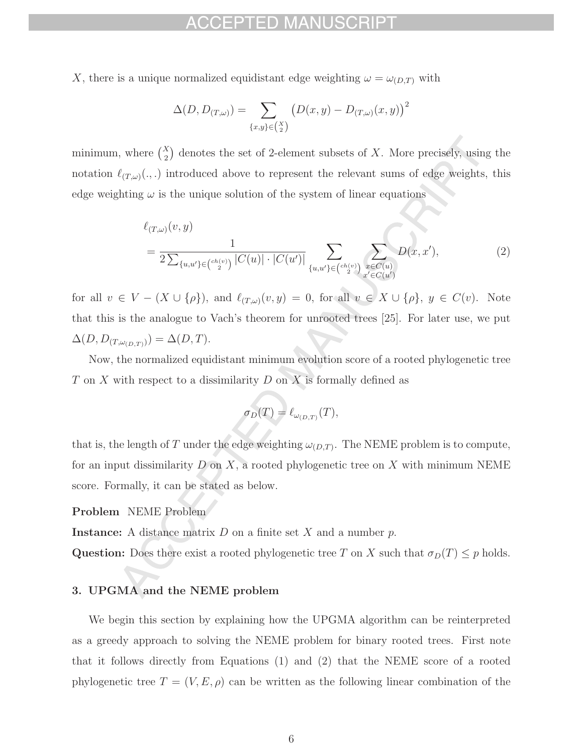$X$, there is a unique normalized equidistant edge weighting $\omega = \omega_{(D,T)}$ with

$$\Delta(D, D_{(T,\omega)}) = \sum_{\{x,y\} \in \binom{X}{2}} \left(D(x,y) - D_{(T,\omega)}(x,y)\right)^2$$

minimum, where $\binom{X}{2}$ denotes the set of 2-element subsets of $X$. More precisely, using the notation $\ell_{(T,\omega)}(.,.)$ introduced above to represent the relevant sums of edge weights, this edge weighting $\omega$ is the unique solution of the system of linear equations

$$\begin{aligned} &\ell_{(T,\omega)}(v,y) \\ &= \frac{1}{2\sum_{\{u,u'\} \in \binom{ch(v)}{2}} |C(u)| \cdot |C(u')|} \sum_{\{u,u'\} \in \binom{ch(v)}{2}} \sum_{\substack{x \in C(u) \\ x' \in C(u')}} D(x,x'), \end{aligned} \tag{2}$$

for all $v \in V - (X \cup \{\rho\})$, and $\ell_{(T,\omega)}(v,y) = 0$, for all $v \in X \cup \{\rho\}$, $y \in C(v)$. Note that this is the analogue to Vach's theorem for unrooted trees [25]. For later use, we put $\Delta(D, D_{(T,\omega_{(D,T)})}) = \Delta(D,T)$.

Now, the normalized equidistant minimum evolution score of a rooted phylogenetic tree $T$ on $X$ with respect to a dissimilarity $D$ on $X$ is formally defined as

$$\sigma_D(T) = \ell_{\omega_{(D,T)}}(T),$$

that is, the length of $T$ under the edge weighting $\omega_{(D,T)}$. The NEME problem is to compute, for an input dissimilarity $D$ on $X$, a rooted phylogenetic tree on $X$ with minimum NEME score. Formally, it can be stated as below.

**Problem** NEME Problem

**Instance:** A distance matrix $D$ on a finite set $X$ and a number $p$.

**Question:** Does there exist a rooted phylogenetic tree $T$ on $X$ such that $\sigma_D(T) \leq p$ holds.

## 3. UPGMA and the NEME problem

We begin this section by explaining how the UPGMA algorithm can be reinterpreted as a greedy approach to solving the NEME problem for binary rooted trees. First note that it follows directly from Equations (1) and (2) that the NEME score of a rooted phylogenetic tree $T = (V, E, \rho)$ can be written as the following linear combination of the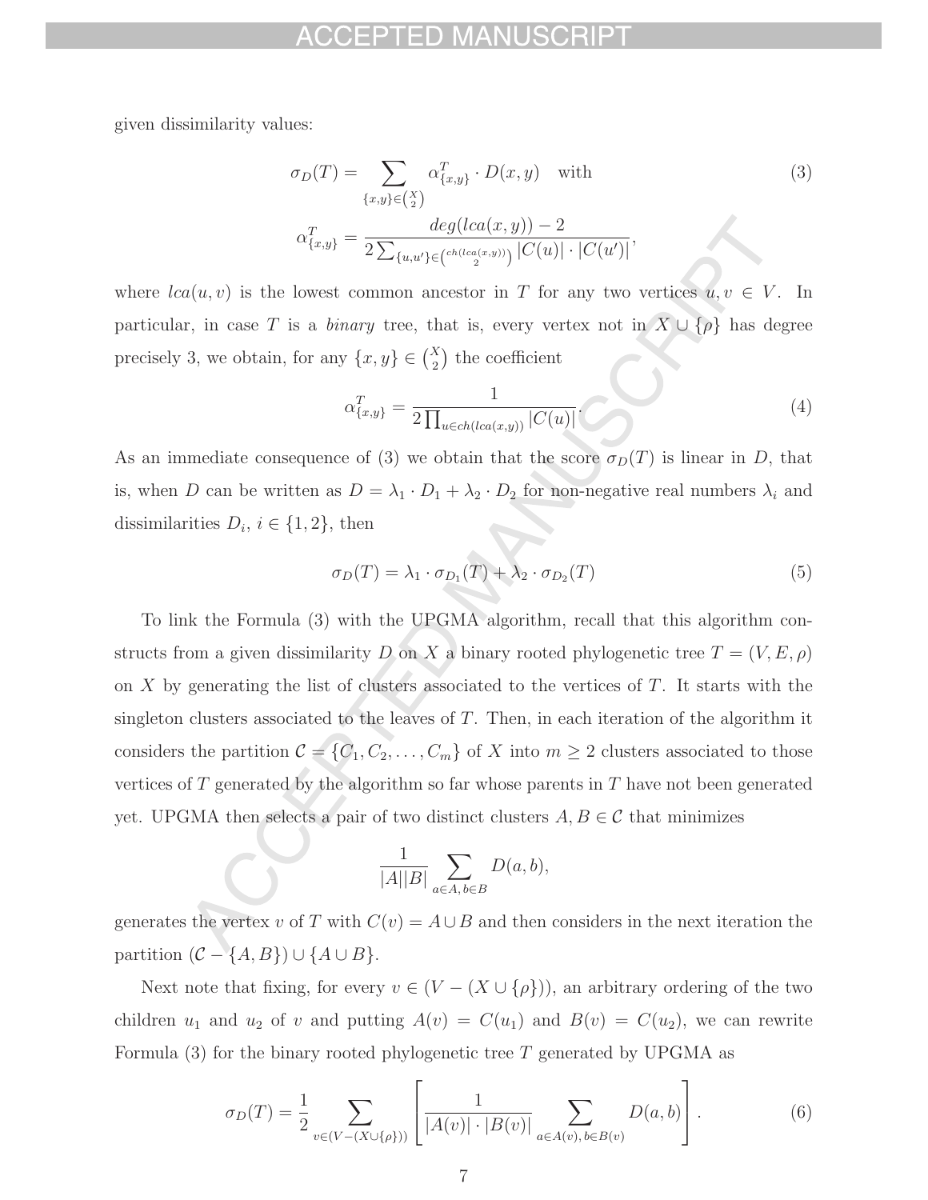given dissimilarity values:

$$\sigma_D(T) = \sum_{\{x,y\} \in \binom{X}{2}} \alpha^T_{\{x,y\}} \cdot D(x,y) \quad \text{with} \tag{3}$$

$$\alpha^T_{\{x,y\}} = \frac{deg(lca(x,y)) - 2}{2\sum_{\{u,u'\} \in \binom{ch(lca(x,y))}{2}} |C(u)| \cdot |C(u')|},$$

where $lca(u, v)$ is the lowest common ancestor in $T$ for any two vertices $u, v \in V$. In particular, in case $T$ is a *binary* tree, that is, every vertex not in $X \cup \{\rho\}$ has degree precisely 3, we obtain, for any $\{x, y\} \in \binom{X}{2}$ the coefficient

$$\alpha^T_{\{x,y\}} = \frac{1}{2\prod_{u \in ch(lca(x,y))} |C(u)|}. \tag{4}$$

As an immediate consequence of (3) we obtain that the score $\sigma_D(T)$ is linear in $D$, that is, when $D$ can be written as $D = \lambda_1 \cdot D_1 + \lambda_2 \cdot D_2$ for non-negative real numbers $\lambda_i$ and dissimilarities $D_i$, $i \in \{1, 2\}$, then

$$\sigma_D(T) = \lambda_1 \cdot \sigma_{D_1}(T) + \lambda_2 \cdot \sigma_{D_2}(T) \tag{5}$$

To link the Formula (3) with the UPGMA algorithm, recall that this algorithm constructs from a given dissimilarity $D$ on $X$ a binary rooted phylogenetic tree $T = (V, E, \rho)$ on $X$ by generating the list of clusters associated to the vertices of $T$. It starts with the singleton clusters associated to the leaves of $T$. Then, in each iteration of the algorithm it considers the partition $\mathcal{C} = \{C_1, C_2, \ldots, C_m\}$ of $X$ into $m \geq 2$ clusters associated to those vertices of $T$ generated by the algorithm so far whose parents in $T$ have not been generated yet. UPGMA then selects a pair of two distinct clusters $A, B \in \mathcal{C}$ that minimizes

$$\frac{1}{|A||B|} \sum_{a \in A,\, b \in B} D(a,b),$$

generates the vertex $v$ of $T$ with $C(v) = A \cup B$ and then considers in the next iteration the partition $(\mathcal{C} - \{A, B\}) \cup \{A \cup B\}$.

Next note that fixing, for every $v \in (V - (X \cup \{\rho\}))$, an arbitrary ordering of the two children $u_1$ and $u_2$ of $v$ and putting $A(v) = C(u_1)$ and $B(v) = C(u_2)$, we can rewrite Formula (3) for the binary rooted phylogenetic tree $T$ generated by UPGMA as

$$\sigma_D(T) = \frac{1}{2} \sum_{v \in (V - (X \cup \{\rho\}))} \left[ \frac{1}{|A(v)| \cdot |B(v)|} \sum_{a \in A(v),\, b \in B(v)} D(a,b) \right]. \tag{6}$$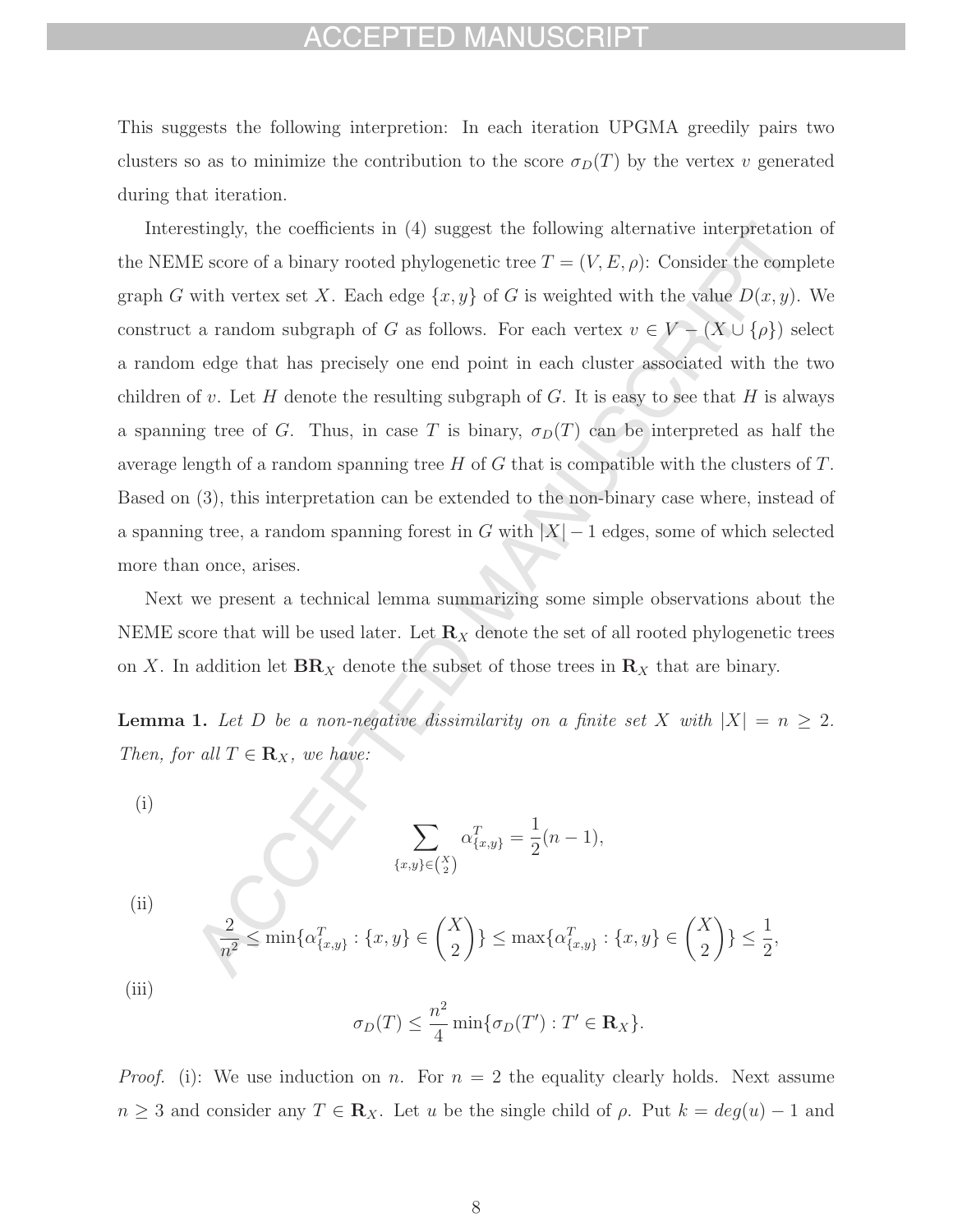This suggests the following interpretion: In each iteration UPGMA greedily pairs two clusters so as to minimize the contribution to the score $\sigma_D(T)$ by the vertex $v$ generated during that iteration.

Interestingly, the coefficients in (4) suggest the following alternative interpretation of the NEME score of a binary rooted phylogenetic tree $T = (V, E, \rho)$: Consider the complete graph $G$ with vertex set $X$. Each edge $\{x, y\}$ of $G$ is weighted with the value $D(x, y)$. We construct a random subgraph of $G$ as follows. For each vertex $v \in V - (X \cup \{\rho\})$ select a random edge that has precisely one end point in each cluster associated with the two children of $v$. Let $H$ denote the resulting subgraph of $G$. It is easy to see that $H$ is always a spanning tree of $G$. Thus, in case $T$ is binary, $\sigma_D(T)$ can be interpreted as half the average length of a random spanning tree $H$ of $G$ that is compatible with the clusters of $T$. Based on (3), this interpretation can be extended to the non-binary case where, instead of a spanning tree, a random spanning forest in $G$ with $|X| - 1$ edges, some of which selected more than once, arises.

Next we present a technical lemma summarizing some simple observations about the NEME score that will be used later. Let $\mathbf{R}_X$ denote the set of all rooted phylogenetic trees on $X$. In addition let $\mathbf{BR}_X$ denote the subset of those trees in $\mathbf{R}_X$ that are binary.

**Lemma 1.** *Let $D$ be a non-negative dissimilarity on a finite set $X$ with $|X| = n \geq 2$. Then, for all $T \in \mathbf{R}_X$, we have:*

(i)
$$\sum_{\{x,y\} \in \binom{X}{2}} \alpha^T_{\{x,y\}} = \frac{1}{2}(n-1),$$

(ii)
$$\frac{2}{n^2} \leq \min\{\alpha^T_{\{x,y\}} : \{x, y\} \in \binom{X}{2}\} \leq \max\{\alpha^T_{\{x,y\}} : \{x, y\} \in \binom{X}{2}\} \leq \frac{1}{2},$$

(iii)
$$\sigma_D(T) \leq \frac{n^2}{4} \min\{\sigma_D(T') : T' \in \mathbf{R}_X\}.$$

*Proof.* (i): We use induction on $n$. For $n = 2$ the equality clearly holds. Next assume $n \geq 3$ and consider any $T \in \mathbf{R}_X$. Let $u$ be the single child of $\rho$. Put $k = deg(u) - 1$ and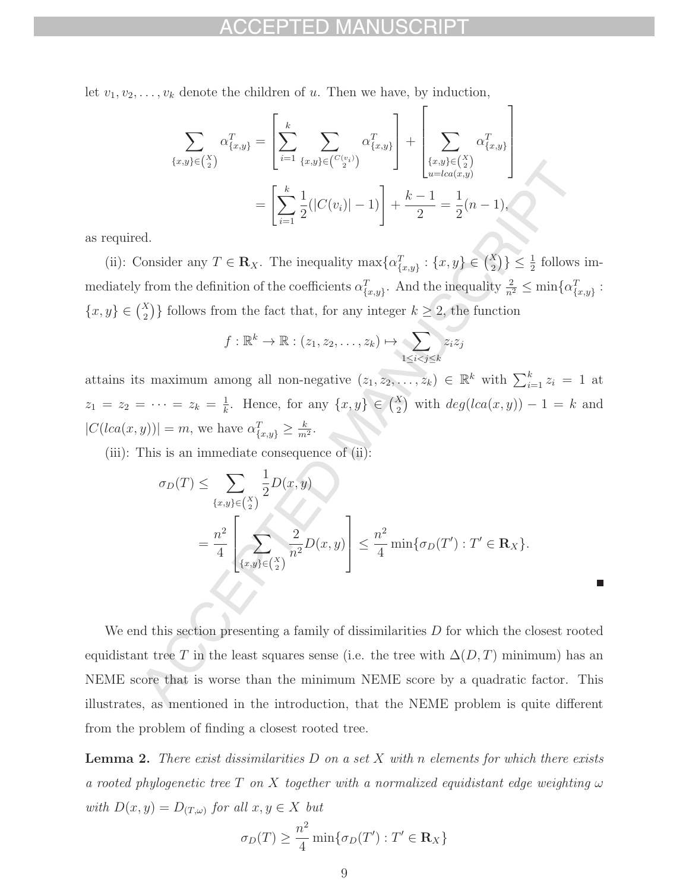let $v_1, v_2, \ldots, v_k$ denote the children of $u$. Then we have, by induction,

$$\sum_{\{x,y\}\in\binom{X}{2}} \alpha^T_{\{x,y\}} = \left[\sum_{i=1}^{k} \sum_{\{x,y\}\in\binom{C(v_i)}{2}} \alpha^T_{\{x,y\}}\right] + \left[\sum_{\substack{\{x,y\}\in\binom{X}{2}\\ u=lca(x,y)}} \alpha^T_{\{x,y\}}\right]$$

$$= \left[\sum_{i=1}^{k} \frac{1}{2}(|C(v_i)|-1)\right] + \frac{k-1}{2} = \frac{1}{2}(n-1),$$

as required.

(ii): Consider any $T \in \mathbf{R}_X$. The inequality $\max\{\alpha^T_{\{x,y\}} : \{x,y\} \in \binom{X}{2}\} \leq \frac{1}{2}$ follows immediately from the definition of the coefficients $\alpha^T_{\{x,y\}}$. And the inequality $\frac{2}{n^2} \leq \min\{\alpha^T_{\{x,y\}} : \{x,y\} \in \binom{X}{2}\}$ follows from the fact that, for any integer $k \geq 2$, the function

$$f : \mathbb{R}^k \to \mathbb{R} : (z_1, z_2, \ldots, z_k) \mapsto \sum_{1 \leq i < j \leq k} z_i z_j$$

attains its maximum among all non-negative $(z_1, z_2, \ldots, z_k) \in \mathbb{R}^k$ with $\sum_{i=1}^{k} z_i = 1$ at $z_1 = z_2 = \cdots = z_k = \frac{1}{k}$. Hence, for any $\{x,y\} \in \binom{X}{2}$ with $deg(lca(x,y)) - 1 = k$ and $|C(lca(x,y))| = m$, we have $\alpha^T_{\{x,y\}} \geq \frac{k}{m^2}$.

(iii): This is an immediate consequence of (ii):

$$\sigma_D(T) \leq \sum_{\{x,y\}\in\binom{X}{2}} \frac{1}{2} D(x,y)$$

$$= \frac{n^2}{4}\left[\sum_{\{x,y\}\in\binom{X}{2}} \frac{2}{n^2} D(x,y)\right] \leq \frac{n^2}{4} \min\{\sigma_D(T') : T' \in \mathbf{R}_X\}.$$

■

We end this section presenting a family of dissimilarities $D$ for which the closest rooted equidistant tree $T$ in the least squares sense (i.e. the tree with $\Delta(D,T)$ minimum) has an NEME score that is worse than the minimum NEME score by a quadratic factor. This illustrates, as mentioned in the introduction, that the NEME problem is quite different from the problem of finding a closest rooted tree.

**Lemma 2.** *There exist dissimilarities $D$ on a set $X$ with $n$ elements for which there exists a rooted phylogenetic tree $T$ on $X$ together with a normalized equidistant edge weighting $\omega$ with $D(x,y) = D_{(T,\omega)}$ for all $x, y \in X$ but*

$$\sigma_D(T) \geq \frac{n^2}{4} \min\{\sigma_D(T') : T' \in \mathbf{R}_X\}$$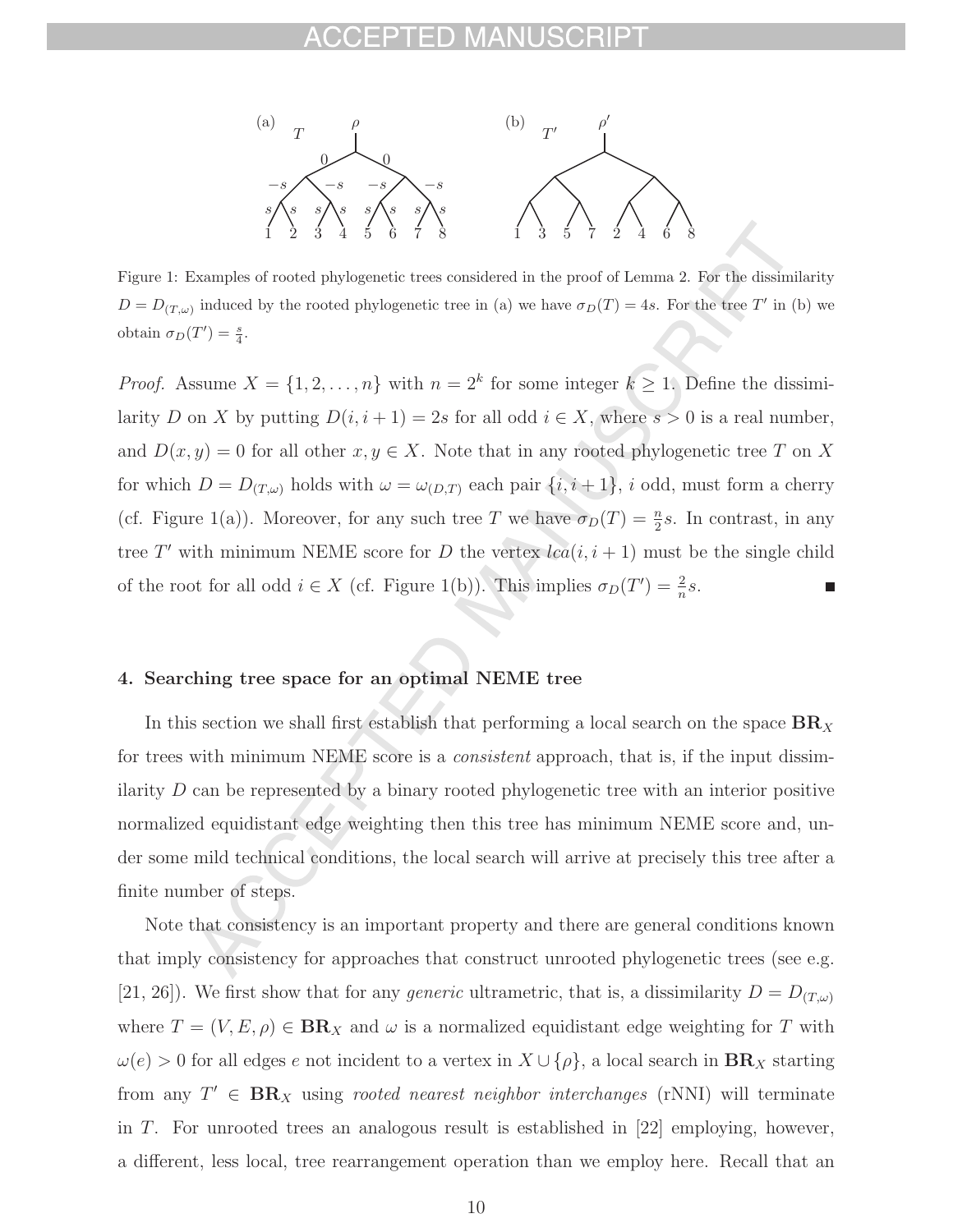Figure 1: Examples of rooted phylogenetic trees considered in the proof of Lemma 2. For the dissimilarity $D = D_{(T,\omega)}$ induced by the rooted phylogenetic tree in (a) we have $\sigma_D(T) = 4s$. For the tree $T'$ in (b) we obtain $\sigma_D(T') = \frac{s}{4}$.

*Proof.* Assume $X = \{1, 2, \ldots, n\}$ with $n = 2^k$ for some integer $k \geq 1$. Define the dissimilarity $D$ on $X$ by putting $D(i, i+1) = 2s$ for all odd $i \in X$, where $s > 0$ is a real number, and $D(x, y) = 0$ for all other $x, y \in X$. Note that in any rooted phylogenetic tree $T$ on $X$ for which $D = D_{(T,\omega)}$ holds with $\omega = \omega_{(D,T)}$ each pair $\{i, i+1\}$, $i$ odd, must form a cherry (cf. Figure 1(a)). Moreover, for any such tree $T$ we have $\sigma_D(T) = \frac{n}{2}s$. In contrast, in any tree $T'$ with minimum NEME score for $D$ the vertex $lca(i, i+1)$ must be the single child of the root for all odd $i \in X$ (cf. Figure 1(b)). This implies $\sigma_D(T') = \frac{2}{n}s$. ∎

## 4. Searching tree space for an optimal NEME tree

In this section we shall first establish that performing a local search on the space $\mathbf{BR}_X$ for trees with minimum NEME score is a *consistent* approach, that is, if the input dissimilarity $D$ can be represented by a binary rooted phylogenetic tree with an interior positive normalized equidistant edge weighting then this tree has minimum NEME score and, under some mild technical conditions, the local search will arrive at precisely this tree after a finite number of steps.

Note that consistency is an important property and there are general conditions known that imply consistency for approaches that construct unrooted phylogenetic trees (see e.g. [21, 26]). We first show that for any *generic* ultrametric, that is, a dissimilarity $D = D_{(T,\omega)}$ where $T = (V, E, \rho) \in \mathbf{BR}_X$ and $\omega$ is a normalized equidistant edge weighting for $T$ with $\omega(e) > 0$ for all edges $e$ not incident to a vertex in $X \cup \{\rho\}$, a local search in $\mathbf{BR}_X$ starting from any $T' \in \mathbf{BR}_X$ using *rooted nearest neighbor interchanges* (rNNI) will terminate in $T$. For unrooted trees an analogous result is established in [22] employing, however, a different, less local, tree rearrangement operation than we employ here. Recall that an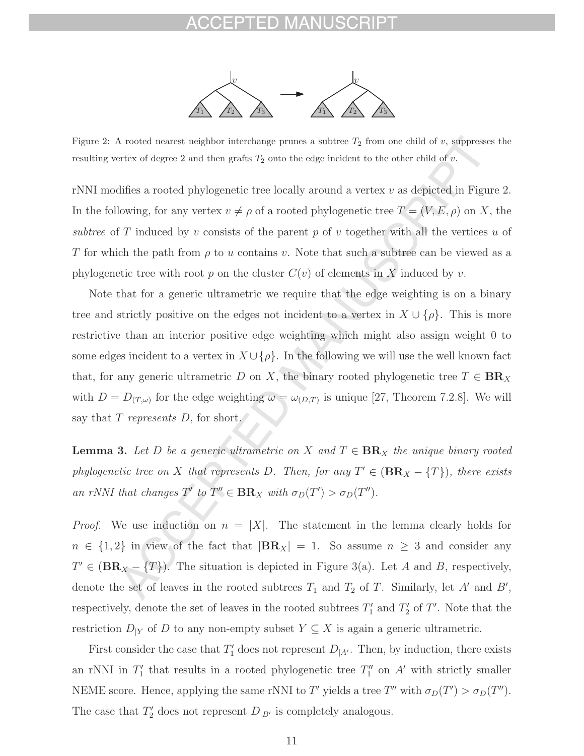Figure 2: A rooted nearest neighbor interchange prunes a subtree $T_2$ from one child of $v$, suppresses the resulting vertex of degree 2 and then grafts $T_2$ onto the edge incident to the other child of $v$.

rNNI modifies a rooted phylogenetic tree locally around a vertex $v$ as depicted in Figure 2. In the following, for any vertex $v \neq \rho$ of a rooted phylogenetic tree $T = (V, E, \rho)$ on $X$, the *subtree* of $T$ induced by $v$ consists of the parent $p$ of $v$ together with all the vertices $u$ of $T$ for which the path from $\rho$ to $u$ contains $v$. Note that such a subtree can be viewed as a phylogenetic tree with root $p$ on the cluster $C(v)$ of elements in $X$ induced by $v$.

Note that for a generic ultrametric we require that the edge weighting is on a binary tree and strictly positive on the edges not incident to a vertex in $X \cup \{\rho\}$. This is more restrictive than an interior positive edge weighting which might also assign weight 0 to some edges incident to a vertex in $X \cup \{\rho\}$. In the following we will use the well known fact that, for any generic ultrametric $D$ on $X$, the binary rooted phylogenetic tree $T \in \mathbf{BR}_X$ with $D = D_{(T,\omega)}$ for the edge weighting $\omega = \omega_{(D,T)}$ is unique [27, Theorem 7.2.8]. We will say that $T$ *represents* $D$, for short.

**Lemma 3.** *Let $D$ be a generic ultrametric on $X$ and $T \in \mathbf{BR}_X$ the unique binary rooted phylogenetic tree on $X$ that represents $D$. Then, for any $T' \in (\mathbf{BR}_X - \{T\})$, there exists an rNNI that changes $T'$ to $T'' \in \mathbf{BR}_X$ with $\sigma_D(T') > \sigma_D(T'')$.*

*Proof.* We use induction on $n = |X|$. The statement in the lemma clearly holds for $n \in \{1, 2\}$ in view of the fact that $|\mathbf{BR}_X| = 1$. So assume $n \geq 3$ and consider any $T' \in (\mathbf{BR}_X - \{T\})$. The situation is depicted in Figure 3(a). Let $A$ and $B$, respectively, denote the set of leaves in the rooted subtrees $T_1$ and $T_2$ of $T$. Similarly, let $A'$ and $B'$, respectively, denote the set of leaves in the rooted subtrees $T'_1$ and $T'_2$ of $T'$. Note that the restriction $D_{|Y}$ of $D$ to any non-empty subset $Y \subseteq X$ is again a generic ultrametric.

First consider the case that $T'_1$ does not represent $D_{|A'}$. Then, by induction, there exists an rNNI in $T'_1$ that results in a rooted phylogenetic tree $T''_1$ on $A'$ with strictly smaller NEME score. Hence, applying the same rNNI to $T'$ yields a tree $T''$ with $\sigma_D(T') > \sigma_D(T'')$. The case that $T'_2$ does not represent $D_{|B'}$ is completely analogous.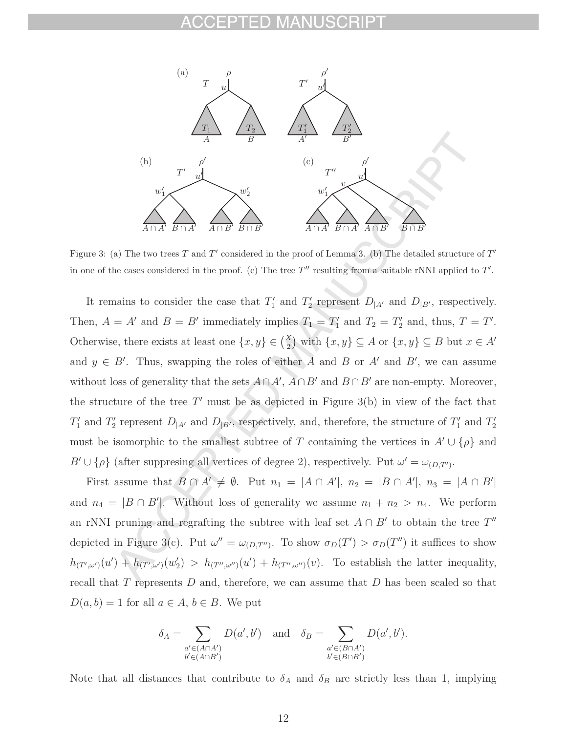Figure 3: (a) The two trees $T$ and $T'$ considered in the proof of Lemma 3. (b) The detailed structure of $T'$ in one of the cases considered in the proof. (c) The tree $T''$ resulting from a suitable rNNI applied to $T'$.

It remains to consider the case that $T'_1$ and $T'_2$ represent $D_{|A'}$ and $D_{|B'}$, respectively. Then, $A = A'$ and $B = B'$ immediately implies $T_1 = T'_1$ and $T_2 = T'_2$ and, thus, $T = T'$. Otherwise, there exists at least one $\{x, y\} \in \binom{X}{2}$ with $\{x, y\} \subseteq A$ or $\{x, y\} \subseteq B$ but $x \in A'$ and $y \in B'$. Thus, swapping the roles of either $A$ and $B$ or $A'$ and $B'$, we can assume without loss of generality that the sets $A \cap A'$, $A \cap B'$ and $B \cap B'$ are non-empty. Moreover, the structure of the tree $T'$ must be as depicted in Figure 3(b) in view of the fact that $T'_1$ and $T'_2$ represent $D_{|A'}$ and $D_{|B'}$, respectively, and, therefore, the structure of $T'_1$ and $T'_2$ must be isomorphic to the smallest subtree of $T$ containing the vertices in $A' \cup \{\rho\}$ and $B' \cup \{\rho\}$ (after suppresing all vertices of degree 2), respectively. Put $\omega' = \omega_{(D,T')}$.

First assume that $B \cap A' \neq \emptyset$. Put $n_1 = |A \cap A'|$, $n_2 = |B \cap A'|$, $n_3 = |A \cap B'|$ and $n_4 = |B \cap B'|$. Without loss of generality we assume $n_1 + n_2 > n_4$. We perform an rNNI pruning and regrafting the subtree with leaf set $A \cap B'$ to obtain the tree $T''$ depicted in Figure 3(c). Put $\omega'' = \omega_{(D,T'')}$. To show $\sigma_D(T') > \sigma_D(T'')$ it suffices to show $h_{(T',\omega')}(u') + h_{(T',\omega')}(w'_2) > h_{(T'',\omega'')}(u') + h_{(T'',\omega'')}(v)$. To establish the latter inequality, recall that $T$ represents $D$ and, therefore, we can assume that $D$ has been scaled so that $D(a, b) = 1$ for all $a \in A$, $b \in B$. We put

$$\delta_A = \sum_{\substack{a' \in (A \cap A') \\ b' \in (A \cap B')}} D(a', b') \quad \text{and} \quad \delta_B = \sum_{\substack{a' \in (B \cap A') \\ b' \in (B \cap B')}} D(a', b').$$

Note that all distances that contribute to $\delta_A$ and $\delta_B$ are strictly less than 1, implying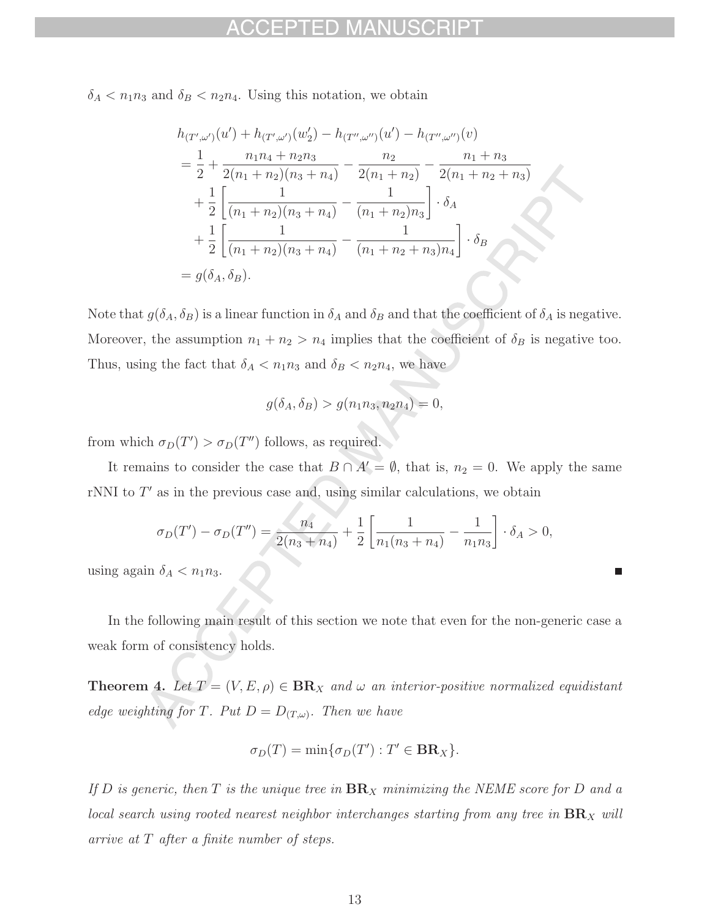$\delta_A < n_1 n_3$ and $\delta_B < n_2 n_4$. Using this notation, we obtain

$$
\begin{aligned}
& h_{(T',\omega')}(u') + h_{(T',\omega')}(w_2') - h_{(T'',\omega'')}(u') - h_{(T'',\omega'')}(v) \\
&= \frac{1}{2} + \frac{n_1 n_4 + n_2 n_3}{2(n_1+n_2)(n_3+n_4)} - \frac{n_2}{2(n_1+n_2)} - \frac{n_1+n_3}{2(n_1+n_2+n_3)} \\
&\quad + \frac{1}{2}\left[\frac{1}{(n_1+n_2)(n_3+n_4)} - \frac{1}{(n_1+n_2)n_3}\right] \cdot \delta_A \\
&\quad + \frac{1}{2}\left[\frac{1}{(n_1+n_2)(n_3+n_4)} - \frac{1}{(n_1+n_2+n_3)n_4}\right] \cdot \delta_B \\
&= g(\delta_A, \delta_B).
\end{aligned}
$$

Note that $g(\delta_A, \delta_B)$ is a linear function in $\delta_A$ and $\delta_B$ and that the coefficient of $\delta_A$ is negative. Moreover, the assumption $n_1 + n_2 > n_4$ implies that the coefficient of $\delta_B$ is negative too. Thus, using the fact that $\delta_A < n_1 n_3$ and $\delta_B < n_2 n_4$, we have

$$
g(\delta_A, \delta_B) > g(n_1 n_3, n_2 n_4) = 0,
$$

from which $\sigma_D(T') > \sigma_D(T'')$ follows, as required.

It remains to consider the case that $B \cap A' = \emptyset$, that is, $n_2 = 0$. We apply the same rNNI to $T'$ as in the previous case and, using similar calculations, we obtain

$$
\sigma_D(T') - \sigma_D(T'') = \frac{n_4}{2(n_3+n_4)} + \frac{1}{2}\left[\frac{1}{n_1(n_3+n_4)} - \frac{1}{n_1 n_3}\right] \cdot \delta_A > 0,
$$

using again $\delta_A < n_1 n_3$. ∎

In the following main result of this section we note that even for the non-generic case a weak form of consistency holds.

**Theorem 4.** *Let $T = (V, E, \rho) \in \mathbf{BR}_X$ and $\omega$ an interior-positive normalized equidistant edge weighting for $T$. Put $D = D_{(T,\omega)}$. Then we have*

$$
\sigma_D(T) = \min\{\sigma_D(T') : T' \in \mathbf{BR}_X\}.
$$

*If $D$ is generic, then $T$ is the unique tree in $\mathbf{BR}_X$ minimizing the NEME score for $D$ and a local search using rooted nearest neighbor interchanges starting from any tree in $\mathbf{BR}_X$ will arrive at $T$ after a finite number of steps.*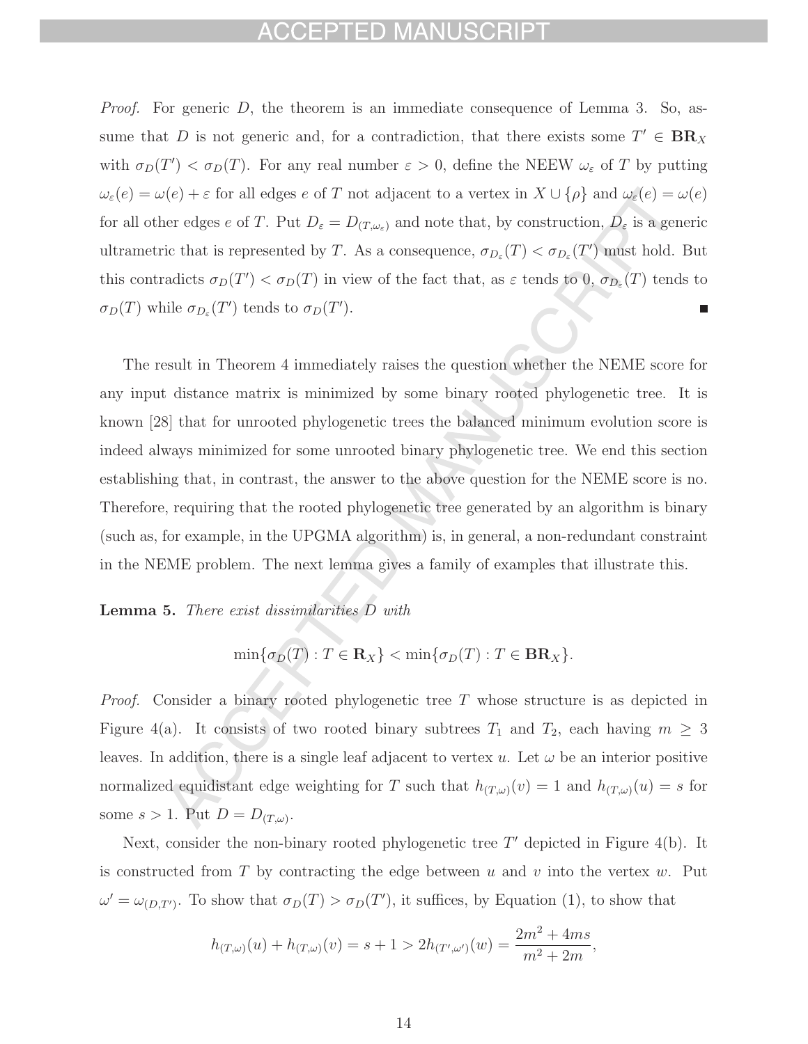*Proof.* For generic $D$, the theorem is an immediate consequence of Lemma 3. So, assume that $D$ is not generic and, for a contradiction, that there exists some $T' \in \mathbf{BR}_X$ with $\sigma_D(T') < \sigma_D(T)$. For any real number $\varepsilon > 0$, define the NEEW $\omega_\varepsilon$ of $T$ by putting $\omega_\varepsilon(e) = \omega(e) + \varepsilon$ for all edges $e$ of $T$ not adjacent to a vertex in $X \cup \{\rho\}$ and $\omega_\varepsilon(e) = \omega(e)$ for all other edges $e$ of $T$. Put $D_\varepsilon = D_{(T,\omega_\varepsilon)}$ and note that, by construction, $D_\varepsilon$ is a generic ultrametric that is represented by $T$. As a consequence, $\sigma_{D_\varepsilon}(T) < \sigma_{D_\varepsilon}(T')$ must hold. But this contradicts $\sigma_D(T') < \sigma_D(T)$ in view of the fact that, as $\varepsilon$ tends to 0, $\sigma_{D_\varepsilon}(T)$ tends to $\sigma_D(T)$ while $\sigma_{D_\varepsilon}(T')$ tends to $\sigma_D(T')$. ■

The result in Theorem 4 immediately raises the question whether the NEME score for any input distance matrix is minimized by some binary rooted phylogenetic tree. It is known [28] that for unrooted phylogenetic trees the balanced minimum evolution score is indeed always minimized for some unrooted binary phylogenetic tree. We end this section establishing that, in contrast, the answer to the above question for the NEME score is no. Therefore, requiring that the rooted phylogenetic tree generated by an algorithm is binary (such as, for example, in the UPGMA algorithm) is, in general, a non-redundant constraint in the NEME problem. The next lemma gives a family of examples that illustrate this.

**Lemma 5.** *There exist dissimilarities $D$ with*

$$\min\{\sigma_D(T) : T \in \mathbf{R}_X\} < \min\{\sigma_D(T) : T \in \mathbf{BR}_X\}.$$

*Proof.* Consider a binary rooted phylogenetic tree $T$ whose structure is as depicted in Figure 4(a). It consists of two rooted binary subtrees $T_1$ and $T_2$, each having $m \geq 3$ leaves. In addition, there is a single leaf adjacent to vertex $u$. Let $\omega$ be an interior positive normalized equidistant edge weighting for $T$ such that $h_{(T,\omega)}(v) = 1$ and $h_{(T,\omega)}(u) = s$ for some $s > 1$. Put $D = D_{(T,\omega)}$.

Next, consider the non-binary rooted phylogenetic tree $T'$ depicted in Figure 4(b). It is constructed from $T$ by contracting the edge between $u$ and $v$ into the vertex $w$. Put $\omega' = \omega_{(D,T')}$. To show that $\sigma_D(T) > \sigma_D(T')$, it suffices, by Equation (1), to show that

$$h_{(T,\omega)}(u) + h_{(T,\omega)}(v) = s + 1 > 2h_{(T',\omega')}(w) = \frac{2m^2 + 4ms}{m^2 + 2m},$$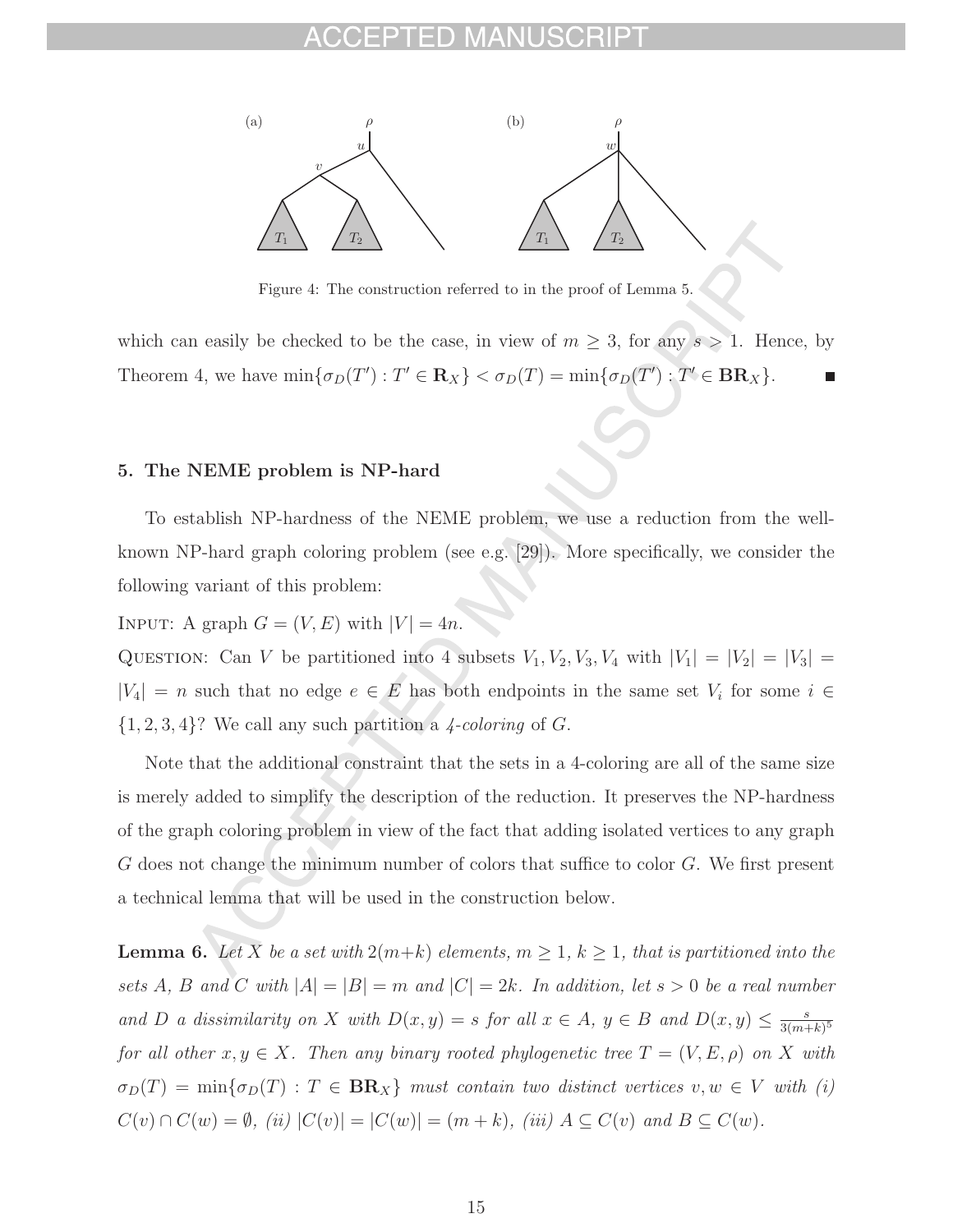Figure 4: The construction referred to in the proof of Lemma 5.

which can easily be checked to be the case, in view of $m \geq 3$, for any $s > 1$. Hence, by Theorem 4, we have $\min\{\sigma_D(T') : T' \in \mathbf{R}_X\} < \sigma_D(T) = \min\{\sigma_D(T') : T' \in \mathbf{BR}_X\}$. ■

## 5. The NEME problem is NP-hard

To establish NP-hardness of the NEME problem, we use a reduction from the well-known NP-hard graph coloring problem (see e.g. [29]). More specifically, we consider the following variant of this problem:

INPUT: A graph $G = (V, E)$ with $|V| = 4n$.

QUESTION: Can $V$ be partitioned into 4 subsets $V_1, V_2, V_3, V_4$ with $|V_1| = |V_2| = |V_3| = |V_4| = n$ such that no edge $e \in E$ has both endpoints in the same set $V_i$ for some $i \in \{1, 2, 3, 4\}$? We call any such partition a *4-coloring* of $G$.

Note that the additional constraint that the sets in a 4-coloring are all of the same size is merely added to simplify the description of the reduction. It preserves the NP-hardness of the graph coloring problem in view of the fact that adding isolated vertices to any graph $G$ does not change the minimum number of colors that suffice to color $G$. We first present a technical lemma that will be used in the construction below.

**Lemma 6.** *Let $X$ be a set with $2(m+k)$ elements, $m \geq 1$, $k \geq 1$, that is partitioned into the sets $A$, $B$ and $C$ with $|A| = |B| = m$ and $|C| = 2k$. In addition, let $s > 0$ be a real number and $D$ a dissimilarity on $X$ with $D(x, y) = s$ for all $x \in A$, $y \in B$ and $D(x, y) \leq \frac{s}{3(m+k)^5}$ for all other $x, y \in X$. Then any binary rooted phylogenetic tree $T = (V, E, \rho)$ on $X$ with $\sigma_D(T) = \min\{\sigma_D(T) : T \in \mathbf{BR}_X\}$ must contain two distinct vertices $v, w \in V$ with (i) $C(v) \cap C(w) = \emptyset$, (ii) $|C(v)| = |C(w)| = (m + k)$, (iii) $A \subseteq C(v)$ and $B \subseteq C(w)$.*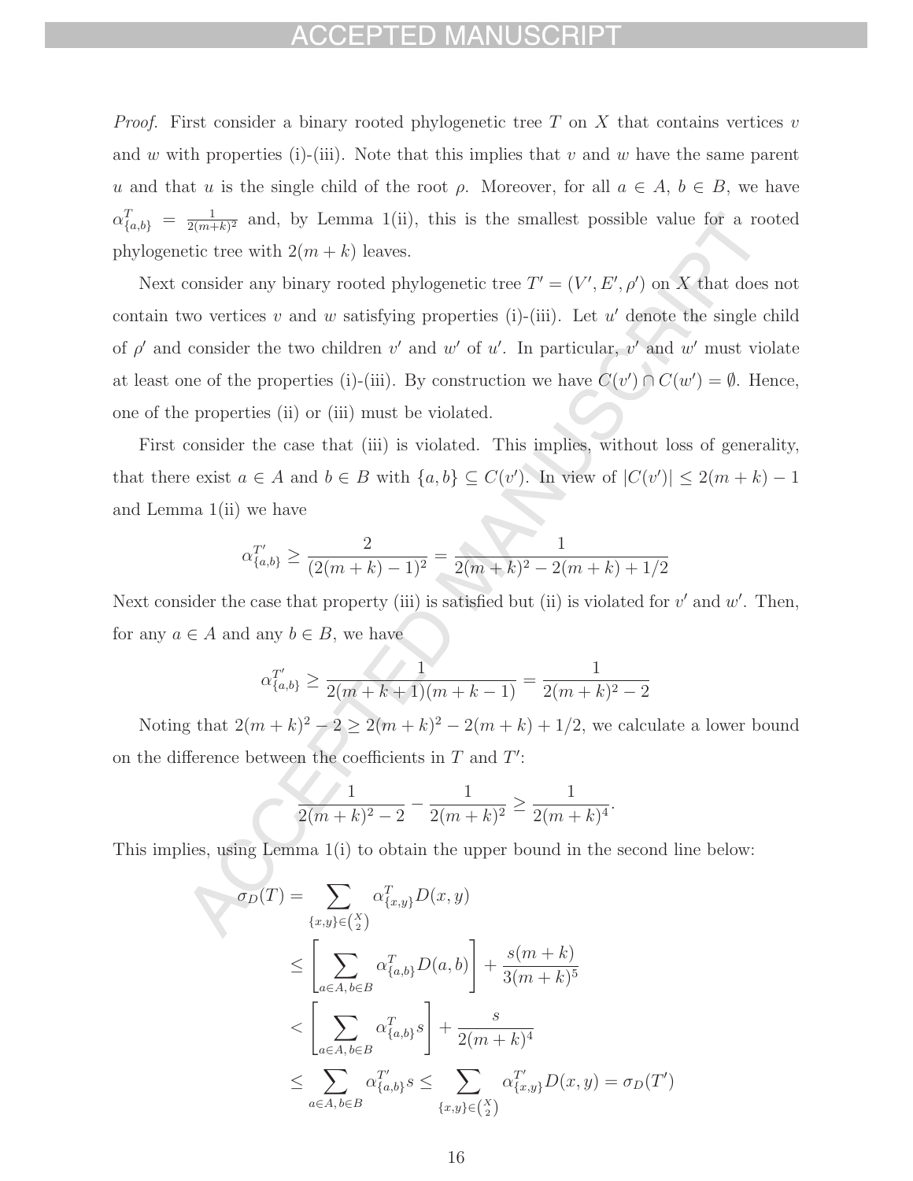*Proof.* First consider a binary rooted phylogenetic tree $T$ on $X$ that contains vertices $v$ and $w$ with properties (i)-(iii). Note that this implies that $v$ and $w$ have the same parent $u$ and that $u$ is the single child of the root $\rho$. Moreover, for all $a \in A$, $b \in B$, we have $\alpha^T_{\{a,b\}} = \frac{1}{2(m+k)^2}$ and, by Lemma 1(ii), this is the smallest possible value for a rooted phylogenetic tree with $2(m+k)$ leaves.

Next consider any binary rooted phylogenetic tree $T' = (V', E', \rho')$ on $X$ that does not contain two vertices $v$ and $w$ satisfying properties (i)-(iii). Let $u'$ denote the single child of $\rho'$ and consider the two children $v'$ and $w'$ of $u'$. In particular, $v'$ and $w'$ must violate at least one of the properties (i)-(iii). By construction we have $C(v') \cap C(w') = \emptyset$. Hence, one of the properties (ii) or (iii) must be violated.

First consider the case that (iii) is violated. This implies, without loss of generality, that there exist $a \in A$ and $b \in B$ with $\{a,b\} \subseteq C(v')$. In view of $|C(v')| \leq 2(m+k) - 1$ and Lemma 1(ii) we have

$$\alpha^{T'}_{\{a,b\}} \geq \frac{2}{(2(m+k)-1)^2} = \frac{1}{2(m+k)^2 - 2(m+k) + 1/2}$$

Next consider the case that property (iii) is satisfied but (ii) is violated for $v'$ and $w'$. Then, for any $a \in A$ and any $b \in B$, we have

$$\alpha^{T'}_{\{a,b\}} \geq \frac{1}{2(m+k+1)(m+k-1)} = \frac{1}{2(m+k)^2 - 2}$$

Noting that $2(m+k)^2 - 2 \geq 2(m+k)^2 - 2(m+k) + 1/2$, we calculate a lower bound on the difference between the coefficients in $T$ and $T'$:

$$\frac{1}{2(m+k)^2 - 2} - \frac{1}{2(m+k)^2} \geq \frac{1}{2(m+k)^4}.$$

This implies, using Lemma 1(i) to obtain the upper bound in the second line below:

$$\begin{aligned}
\sigma_D(T) &= \sum_{\{x,y\} \in \binom{X}{2}} \alpha^T_{\{x,y\}} D(x,y) \\
&\leq \left[\sum_{a \in A,\, b \in B} \alpha^T_{\{a,b\}} D(a,b)\right] + \frac{s(m+k)}{3(m+k)^5} \\
&< \left[\sum_{a \in A,\, b \in B} \alpha^T_{\{a,b\}} s\right] + \frac{s}{2(m+k)^4} \\
&\leq \sum_{a \in A,\, b \in B} \alpha^{T'}_{\{a,b\}} s \leq \sum_{\{x,y\} \in \binom{X}{2}} \alpha^{T'}_{\{x,y\}} D(x,y) = \sigma_D(T')
\end{aligned}$$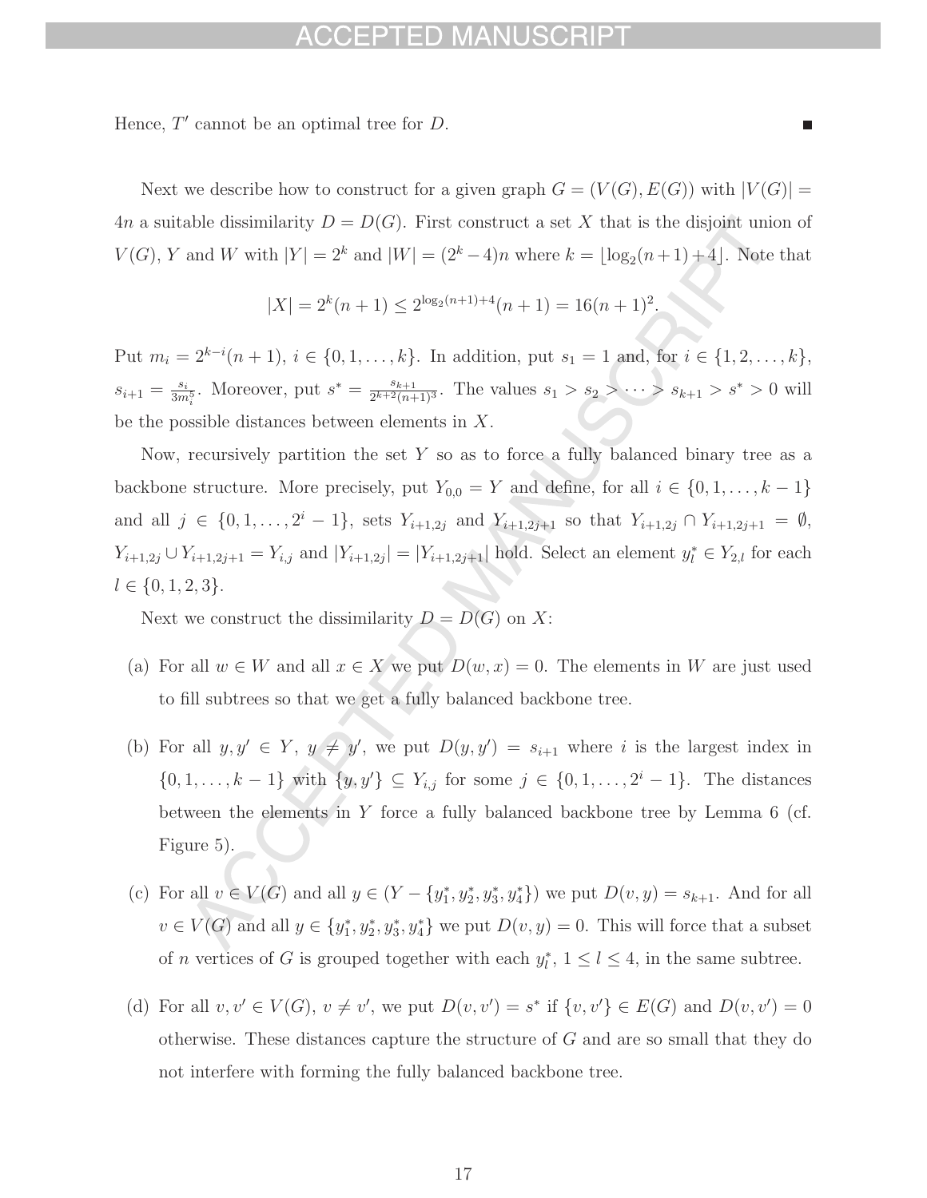Hence, $T'$ cannot be an optimal tree for $D$. ■

Next we describe how to construct for a given graph $G = (V(G), E(G))$ with $|V(G)| = 4n$ a suitable dissimilarity $D = D(G)$. First construct a set $X$ that is the disjoint union of $V(G)$, $Y$ and $W$ with $|Y| = 2^k$ and $|W| = (2^k - 4)n$ where $k = \lfloor \log_2(n+1) + 4 \rfloor$. Note that

$$|X| = 2^k(n+1) \leq 2^{\log_2(n+1)+4}(n+1) = 16(n+1)^2.$$

Put $m_i = 2^{k-i}(n+1)$, $i \in \{0, 1, \ldots, k\}$. In addition, put $s_1 = 1$ and, for $i \in \{1, 2, \ldots, k\}$, $s_{i+1} = \frac{s_i}{3m_i^5}$. Moreover, put $s^* = \frac{s_{k+1}}{2^{k+2}(n+1)^3}$. The values $s_1 > s_2 > \cdots > s_{k+1} > s^* > 0$ will be the possible distances between elements in $X$.

Now, recursively partition the set $Y$ so as to force a fully balanced binary tree as a backbone structure. More precisely, put $Y_{0,0} = Y$ and define, for all $i \in \{0, 1, \ldots, k-1\}$ and all $j \in \{0, 1, \ldots, 2^i - 1\}$, sets $Y_{i+1,2j}$ and $Y_{i+1,2j+1}$ so that $Y_{i+1,2j} \cap Y_{i+1,2j+1} = \emptyset$, $Y_{i+1,2j} \cup Y_{i+1,2j+1} = Y_{i,j}$ and $|Y_{i+1,2j}| = |Y_{i+1,2j+1}|$ hold. Select an element $y_l^* \in Y_{2,l}$ for each $l \in \{0, 1, 2, 3\}$.

Next we construct the dissimilarity $D = D(G)$ on $X$:

(a) For all $w \in W$ and all $x \in X$ we put $D(w, x) = 0$. The elements in $W$ are just used to fill subtrees so that we get a fully balanced backbone tree.

(b) For all $y, y' \in Y$, $y \neq y'$, we put $D(y, y') = s_{i+1}$ where $i$ is the largest index in $\{0, 1, \ldots, k-1\}$ with $\{y, y'\} \subseteq Y_{i,j}$ for some $j \in \{0, 1, \ldots, 2^i - 1\}$. The distances between the elements in $Y$ force a fully balanced backbone tree by Lemma 6 (cf. Figure 5).

(c) For all $v \in V(G)$ and all $y \in (Y - \{y_1^*, y_2^*, y_3^*, y_4^*\})$ we put $D(v, y) = s_{k+1}$. And for all $v \in V(G)$ and all $y \in \{y_1^*, y_2^*, y_3^*, y_4^*\}$ we put $D(v, y) = 0$. This will force that a subset of $n$ vertices of $G$ is grouped together with each $y_l^*$, $1 \leq l \leq 4$, in the same subtree.

(d) For all $v, v' \in V(G)$, $v \neq v'$, we put $D(v, v') = s^*$ if $\{v, v'\} \in E(G)$ and $D(v, v') = 0$ otherwise. These distances capture the structure of $G$ and are so small that they do not interfere with forming the fully balanced backbone tree.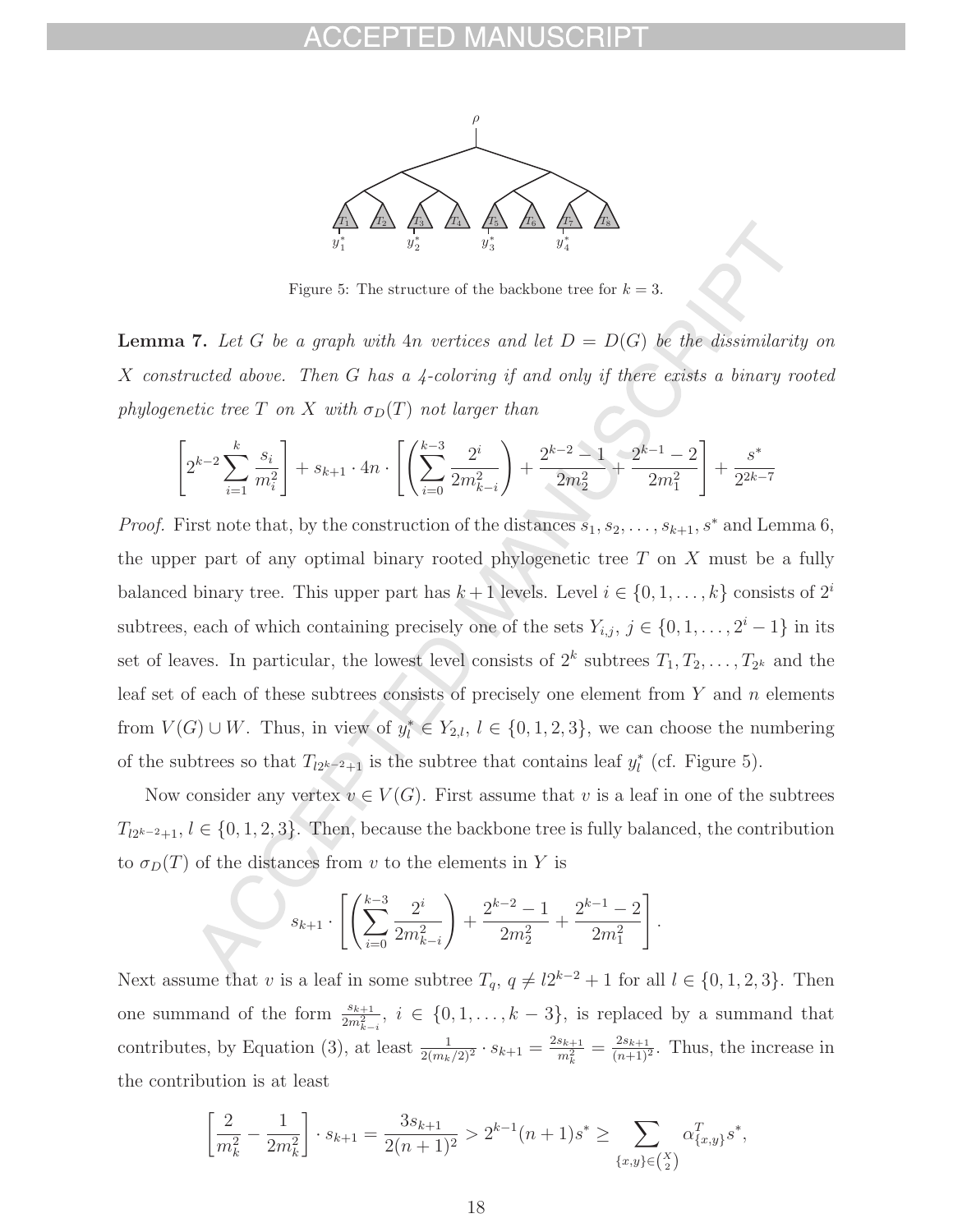Figure 5: The structure of the backbone tree for $k = 3$.

**Lemma 7.** *Let $G$ be a graph with $4n$ vertices and let $D = D(G)$ be the dissimilarity on $X$ constructed above. Then $G$ has a 4-coloring if and only if there exists a binary rooted phylogenetic tree $T$ on $X$ with $\sigma_D(T)$ not larger than*

$$\left[2^{k-2}\sum_{i=1}^{k}\frac{s_i}{m_i^2}\right] + s_{k+1}\cdot 4n\cdot\left[\left(\sum_{i=0}^{k-3}\frac{2^i}{2m_{k-i}^2}\right)+\frac{2^{k-2}-1}{2m_2^2}+\frac{2^{k-1}-2}{2m_1^2}\right]+\frac{s^*}{2^{2k-7}}$$

*Proof.* First note that, by the construction of the distances $s_1, s_2, \dots, s_{k+1}, s^*$ and Lemma 6, the upper part of any optimal binary rooted phylogenetic tree $T$ on $X$ must be a fully balanced binary tree. This upper part has $k+1$ levels. Level $i \in \{0, 1, \dots, k\}$ consists of $2^i$ subtrees, each of which containing precisely one of the sets $Y_{i,j}$, $j \in \{0, 1, \dots, 2^i - 1\}$ in its set of leaves. In particular, the lowest level consists of $2^k$ subtrees $T_1, T_2, \dots, T_{2^k}$ and the leaf set of each of these subtrees consists of precisely one element from $Y$ and $n$ elements from $V(G) \cup W$. Thus, in view of $y_l^* \in Y_{2,l}$, $l \in \{0, 1, 2, 3\}$, we can choose the numbering of the subtrees so that $T_{l2^{k-2}+1}$ is the subtree that contains leaf $y_l^*$ (cf. Figure 5).

Now consider any vertex $v \in V(G)$. First assume that $v$ is a leaf in one of the subtrees $T_{l2^{k-2}+1}$, $l \in \{0, 1, 2, 3\}$. Then, because the backbone tree is fully balanced, the contribution to $\sigma_D(T)$ of the distances from $v$ to the elements in $Y$ is

$$s_{k+1}\cdot\left[\left(\sum_{i=0}^{k-3}\frac{2^i}{2m_{k-i}^2}\right)+\frac{2^{k-2}-1}{2m_2^2}+\frac{2^{k-1}-2}{2m_1^2}\right].$$

Next assume that $v$ is a leaf in some subtree $T_q$, $q \neq l2^{k-2}+1$ for all $l \in \{0, 1, 2, 3\}$. Then one summand of the form $\frac{s_{k+1}}{2m_{k-i}^2}$, $i \in \{0, 1, \dots, k-3\}$, is replaced by a summand that contributes, by Equation (3), at least $\frac{1}{2(m_k/2)^2}\cdot s_{k+1} = \frac{2s_{k+1}}{m_k^2} = \frac{2s_{k+1}}{(n+1)^2}$. Thus, the increase in the contribution is at least

$$\left[\frac{2}{m_k^2}-\frac{1}{2m_k^2}\right]\cdot s_{k+1} = \frac{3s_{k+1}}{2(n+1)^2} > 2^{k-1}(n+1)s^* \geq \sum_{\{x,y\}\in\binom{X}{2}}\alpha_{\{x,y\}}^T s^*,$$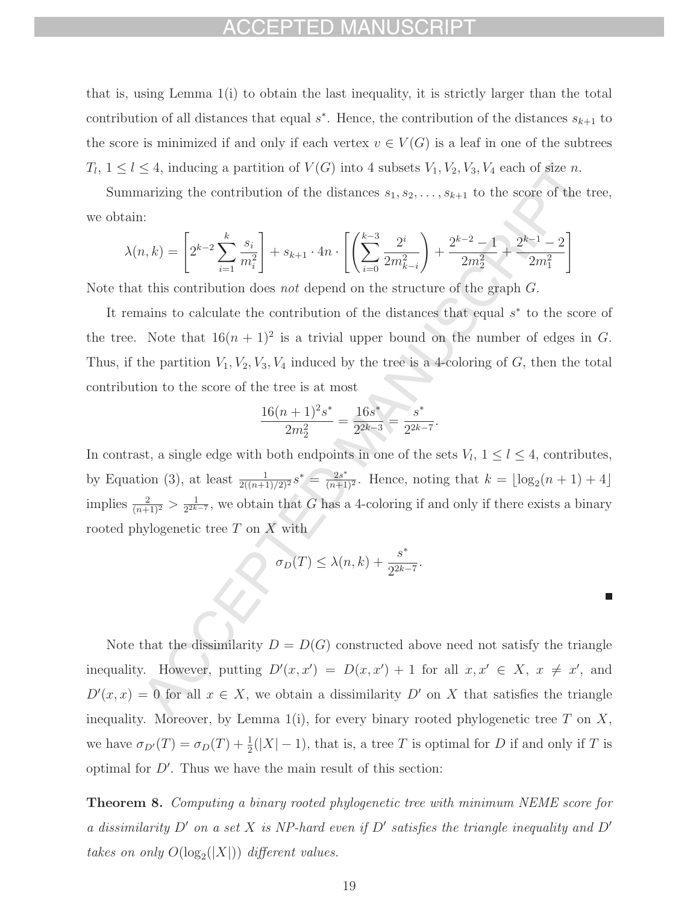that is, using Lemma 1(i) to obtain the last inequality, it is strictly larger than the total contribution of all distances that equal $s^*$. Hence, the contribution of the distances $s_{k+1}$ to the score is minimized if and only if each vertex $v \in V(G)$ is a leaf in one of the subtrees $T_l$, $1 \leq l \leq 4$, inducing a partition of $V(G)$ into 4 subsets $V_1, V_2, V_3, V_4$ each of size $n$.

Summarizing the contribution of the distances $s_1, s_2, \ldots, s_{k+1}$ to the score of the tree, we obtain:

$$\lambda(n,k) = \left[ 2^{k-2} \sum_{i=1}^{k} \frac{s_i}{m_i^2} \right] + s_{k+1} \cdot 4n \cdot \left[ \left( \sum_{i=0}^{k-3} \frac{2^i}{2m_{k-i}^2} \right) + \frac{2^{k-2}-1}{2m_2^2} + \frac{2^{k-1}-2}{2m_1^2} \right]$$

Note that this contribution does *not* depend on the structure of the graph $G$.

It remains to calculate the contribution of the distances that equal $s^*$ to the score of the tree. Note that $16(n+1)^2$ is a trivial upper bound on the number of edges in $G$. Thus, if the partition $V_1, V_2, V_3, V_4$ induced by the tree is a 4-coloring of $G$, then the total contribution to the score of the tree is at most

$$\frac{16(n+1)^2 s^*}{2m_2^2} = \frac{16 s^*}{2^{2k-3}} = \frac{s^*}{2^{2k-7}}.$$

In contrast, a single edge with both endpoints in one of the sets $V_l$, $1 \leq l \leq 4$, contributes, by Equation (3), at least $\frac{1}{2((n+1)/2)^2} s^* = \frac{2s^*}{(n+1)^2}$. Hence, noting that $k = \lfloor \log_2(n+1) + 4 \rfloor$ implies $\frac{2}{(n+1)^2} > \frac{1}{2^{2k-7}}$, we obtain that $G$ has a 4-coloring if and only if there exists a binary rooted phylogenetic tree $T$ on $X$ with

$$\sigma_D(T) \leq \lambda(n,k) + \frac{s^*}{2^{2k-7}}.$$

■

Note that the dissimilarity $D = D(G)$ constructed above need not satisfy the triangle inequality. However, putting $D'(x, x') = D(x, x') + 1$ for all $x, x' \in X$, $x \neq x'$, and $D'(x, x) = 0$ for all $x \in X$, we obtain a dissimilarity $D'$ on $X$ that satisfies the triangle inequality. Moreover, by Lemma 1(i), for every binary rooted phylogenetic tree $T$ on $X$, we have $\sigma_{D'}(T) = \sigma_D(T) + \frac{1}{2}(|X| - 1)$, that is, a tree $T$ is optimal for $D$ if and only if $T$ is optimal for $D'$. Thus we have the main result of this section:

**Theorem 8.** *Computing a binary rooted phylogenetic tree with minimum NEME score for a dissimilarity $D'$ on a set $X$ is NP-hard even if $D'$ satisfies the triangle inequality and $D'$ takes on only $O(\log_2(|X|))$ different values.*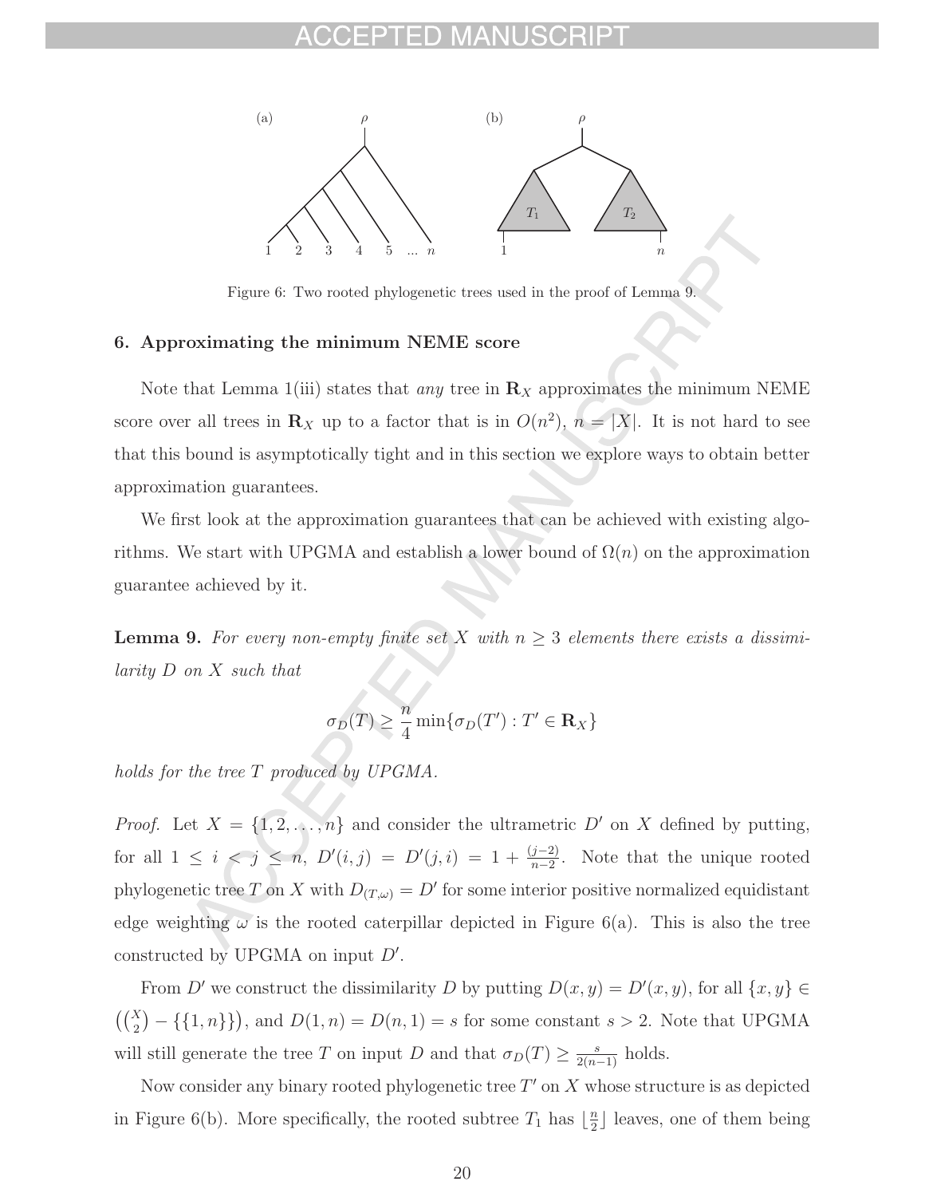Figure 6: Two rooted phylogenetic trees used in the proof of Lemma 9.

## 6. Approximating the minimum NEME score

Note that Lemma 1(iii) states that *any* tree in $\mathbf{R}_X$ approximates the minimum NEME score over all trees in $\mathbf{R}_X$ up to a factor that is in $O(n^2)$, $n = |X|$. It is not hard to see that this bound is asymptotically tight and in this section we explore ways to obtain better approximation guarantees.

We first look at the approximation guarantees that can be achieved with existing algorithms. We start with UPGMA and establish a lower bound of $\Omega(n)$ on the approximation guarantee achieved by it.

**Lemma 9.** *For every non-empty finite set $X$ with $n \geq 3$ elements there exists a dissimilarity $D$ on $X$ such that*

$$\sigma_D(T) \geq \frac{n}{4} \min\{\sigma_D(T') : T' \in \mathbf{R}_X\}$$

*holds for the tree $T$ produced by UPGMA.*

*Proof.* Let $X = \{1, 2, \ldots, n\}$ and consider the ultrametric $D'$ on $X$ defined by putting, for all $1 \leq i < j \leq n$, $D'(i,j) = D'(j,i) = 1 + \frac{(j-2)}{n-2}$. Note that the unique rooted phylogenetic tree $T$ on $X$ with $D_{(T,\omega)} = D'$ for some interior positive normalized equidistant edge weighting $\omega$ is the rooted caterpillar depicted in Figure 6(a). This is also the tree constructed by UPGMA on input $D'$.

From $D'$ we construct the dissimilarity $D$ by putting $D(x,y) = D'(x,y)$, for all $\{x,y\} \in \left(\binom{X}{2} - \{\{1,n\}\}\right)$, and $D(1,n) = D(n,1) = s$ for some constant $s > 2$. Note that UPGMA will still generate the tree $T$ on input $D$ and that $\sigma_D(T) \geq \frac{s}{2(n-1)}$ holds.

Now consider any binary rooted phylogenetic tree $T'$ on $X$ whose structure is as depicted in Figure 6(b). More specifically, the rooted subtree $T_1$ has $\lfloor \frac{n}{2} \rfloor$ leaves, one of them being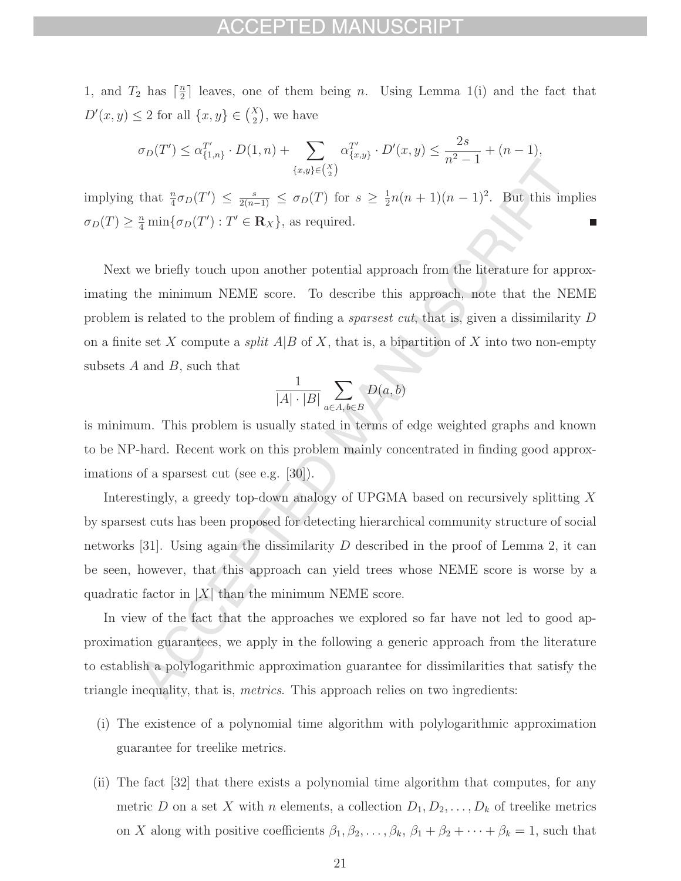1, and $T_2$ has $\lceil \frac{n}{2} \rceil$ leaves, one of them being $n$. Using Lemma 1(i) and the fact that $D'(x,y) \leq 2$ for all $\{x,y\} \in \binom{X}{2}$, we have

$$\sigma_D(T') \leq \alpha^{T'}_{\{1,n\}} \cdot D(1,n) + \sum_{\{x,y\} \in \binom{X}{2}} \alpha^{T'}_{\{x,y\}} \cdot D'(x,y) \leq \frac{2s}{n^2-1} + (n-1),$$

implying that $\frac{n}{4}\sigma_D(T') \leq \frac{s}{2(n-1)} \leq \sigma_D(T)$ for $s \geq \frac{1}{2}n(n+1)(n-1)^2$. But this implies $\sigma_D(T) \geq \frac{n}{4} \min\{\sigma_D(T') : T' \in \mathbf{R}_X\}$, as required. ■

Next we briefly touch upon another potential approach from the literature for approximating the minimum NEME score. To describe this approach, note that the NEME problem is related to the problem of finding a *sparsest cut*, that is, given a dissimilarity $D$ on a finite set $X$ compute a *split* $A|B$ of $X$, that is, a bipartition of $X$ into two non-empty subsets $A$ and $B$, such that

$$\frac{1}{|A| \cdot |B|} \sum_{a \in A, b \in B} D(a,b)$$

is minimum. This problem is usually stated in terms of edge weighted graphs and known to be NP-hard. Recent work on this problem mainly concentrated in finding good approximations of a sparsest cut (see e.g. [30]).

Interestingly, a greedy top-down analogy of UPGMA based on recursively splitting $X$ by sparsest cuts has been proposed for detecting hierarchical community structure of social networks [31]. Using again the dissimilarity $D$ described in the proof of Lemma 2, it can be seen, however, that this approach can yield trees whose NEME score is worse by a quadratic factor in $|X|$ than the minimum NEME score.

In view of the fact that the approaches we explored so far have not led to good approximation guarantees, we apply in the following a generic approach from the literature to establish a polylogarithmic approximation guarantee for dissimilarities that satisfy the triangle inequality, that is, *metrics*. This approach relies on two ingredients:

(i) The existence of a polynomial time algorithm with polylogarithmic approximation guarantee for treelike metrics.

(ii) The fact [32] that there exists a polynomial time algorithm that computes, for any metric $D$ on a set $X$ with $n$ elements, a collection $D_1, D_2, \ldots, D_k$ of treelike metrics on $X$ along with positive coefficients $\beta_1, \beta_2, \ldots, \beta_k$, $\beta_1 + \beta_2 + \cdots + \beta_k = 1$, such that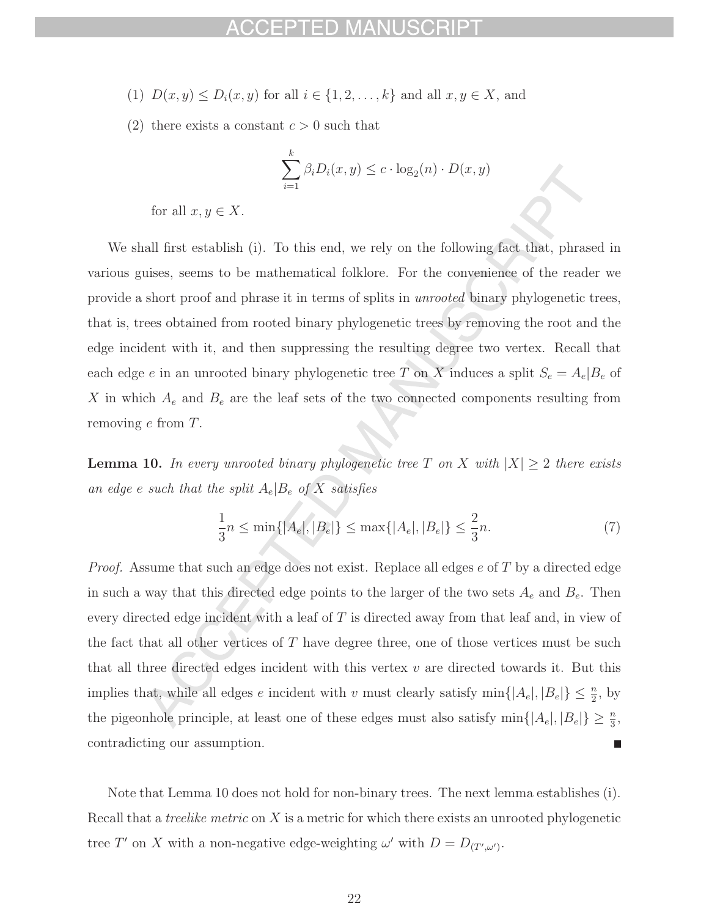(1) $D(x, y) \leq D_i(x, y)$ for all $i \in \{1, 2, \ldots, k\}$ and all $x, y \in X$, and

(2) there exists a constant $c > 0$ such that

$$\sum_{i=1}^{k} \beta_i D_i(x, y) \leq c \cdot \log_2(n) \cdot D(x, y)$$

for all $x, y \in X$.

We shall first establish (i). To this end, we rely on the following fact that, phrased in various guises, seems to be mathematical folklore. For the convenience of the reader we provide a short proof and phrase it in terms of splits in *unrooted* binary phylogenetic trees, that is, trees obtained from rooted binary phylogenetic trees by removing the root and the edge incident with it, and then suppressing the resulting degree two vertex. Recall that each edge $e$ in an unrooted binary phylogenetic tree $T$ on $X$ induces a split $S_e = A_e|B_e$ of $X$ in which $A_e$ and $B_e$ are the leaf sets of the two connected components resulting from removing $e$ from $T$.

**Lemma 10.** *In every unrooted binary phylogenetic tree $T$ on $X$ with $|X| \geq 2$ there exists an edge $e$ such that the split $A_e|B_e$ of $X$ satisfies*

$$\frac{1}{3}n \leq \min\{|A_e|, |B_e|\} \leq \max\{|A_e|, |B_e|\} \leq \frac{2}{3}n. \tag{7}$$

*Proof.* Assume that such an edge does not exist. Replace all edges $e$ of $T$ by a directed edge in such a way that this directed edge points to the larger of the two sets $A_e$ and $B_e$. Then every directed edge incident with a leaf of $T$ is directed away from that leaf and, in view of the fact that all other vertices of $T$ have degree three, one of those vertices must be such that all three directed edges incident with this vertex $v$ are directed towards it. But this implies that, while all edges $e$ incident with $v$ must clearly satisfy $\min\{|A_e|, |B_e|\} \leq \frac{n}{2}$, by the pigeonhole principle, at least one of these edges must also satisfy $\min\{|A_e|, |B_e|\} \geq \frac{n}{3}$, contradicting our assumption. ∎

Note that Lemma 10 does not hold for non-binary trees. The next lemma establishes (i). Recall that a *treelike metric* on $X$ is a metric for which there exists an unrooted phylogenetic tree $T'$ on $X$ with a non-negative edge-weighting $\omega'$ with $D = D_{(T',\omega')}$.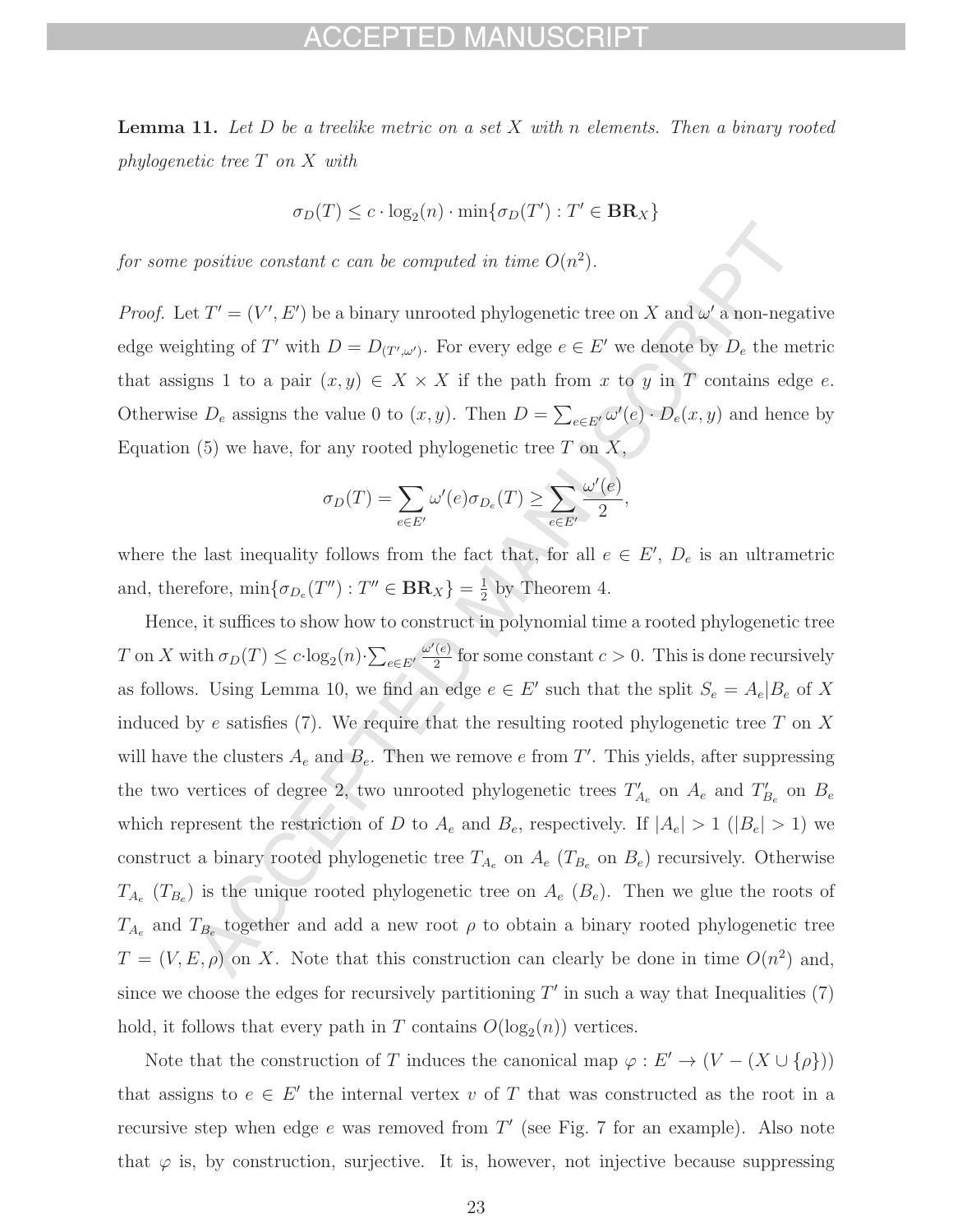**Lemma 11.** *Let $D$ be a treelike metric on a set $X$ with $n$ elements. Then a binary rooted phylogenetic tree $T$ on $X$ with*

$$\sigma_D(T) \leq c \cdot \log_2(n) \cdot \min\{\sigma_D(T') : T' \in \mathbf{BR}_X\}$$

*for some positive constant $c$ can be computed in time $O(n^2)$.*

*Proof.* Let $T' = (V', E')$ be a binary unrooted phylogenetic tree on $X$ and $\omega'$ a non-negative edge weighting of $T'$ with $D = D_{(T',\omega')}$. For every edge $e \in E'$ we denote by $D_e$ the metric that assigns 1 to a pair $(x, y) \in X \times X$ if the path from $x$ to $y$ in $T$ contains edge $e$. Otherwise $D_e$ assigns the value 0 to $(x, y)$. Then $D = \sum_{e \in E'} \omega'(e) \cdot D_e(x, y)$ and hence by Equation (5) we have, for any rooted phylogenetic tree $T$ on $X$,

$$\sigma_D(T) = \sum_{e \in E'} \omega'(e)\sigma_{D_e}(T) \geq \sum_{e \in E'} \frac{\omega'(e)}{2},$$

where the last inequality follows from the fact that, for all $e \in E'$, $D_e$ is an ultrametric and, therefore, $\min\{\sigma_{D_e}(T'') : T'' \in \mathbf{BR}_X\} = \frac{1}{2}$ by Theorem 4.

Hence, it suffices to show how to construct in polynomial time a rooted phylogenetic tree $T$ on $X$ with $\sigma_D(T) \leq c \cdot \log_2(n) \cdot \sum_{e \in E'} \frac{\omega'(e)}{2}$ for some constant $c > 0$. This is done recursively as follows. Using Lemma 10, we find an edge $e \in E'$ such that the split $S_e = A_e|B_e$ of $X$ induced by $e$ satisfies (7). We require that the resulting rooted phylogenetic tree $T$ on $X$ will have the clusters $A_e$ and $B_e$. Then we remove $e$ from $T'$. This yields, after suppressing the two vertices of degree 2, two unrooted phylogenetic trees $T'_{A_e}$ on $A_e$ and $T'_{B_e}$ on $B_e$ which represent the restriction of $D$ to $A_e$ and $B_e$, respectively. If $|A_e| > 1$ ($|B_e| > 1$) we construct a binary rooted phylogenetic tree $T_{A_e}$ on $A_e$ ($T_{B_e}$ on $B_e$) recursively. Otherwise $T_{A_e}$ ($T_{B_e}$) is the unique rooted phylogenetic tree on $A_e$ ($B_e$). Then we glue the roots of $T_{A_e}$ and $T_{B_e}$ together and add a new root $\rho$ to obtain a binary rooted phylogenetic tree $T = (V, E, \rho)$ on $X$. Note that this construction can clearly be done in time $O(n^2)$ and, since we choose the edges for recursively partitioning $T'$ in such a way that Inequalities (7) hold, it follows that every path in $T$ contains $O(\log_2(n))$ vertices.

Note that the construction of $T$ induces the canonical map $\varphi : E' \to (V - (X \cup \{\rho\}))$ that assigns to $e \in E'$ the internal vertex $v$ of $T$ that was constructed as the root in a recursive step when edge $e$ was removed from $T'$ (see Fig. 7 for an example). Also note that $\varphi$ is, by construction, surjective. It is, however, not injective because suppressing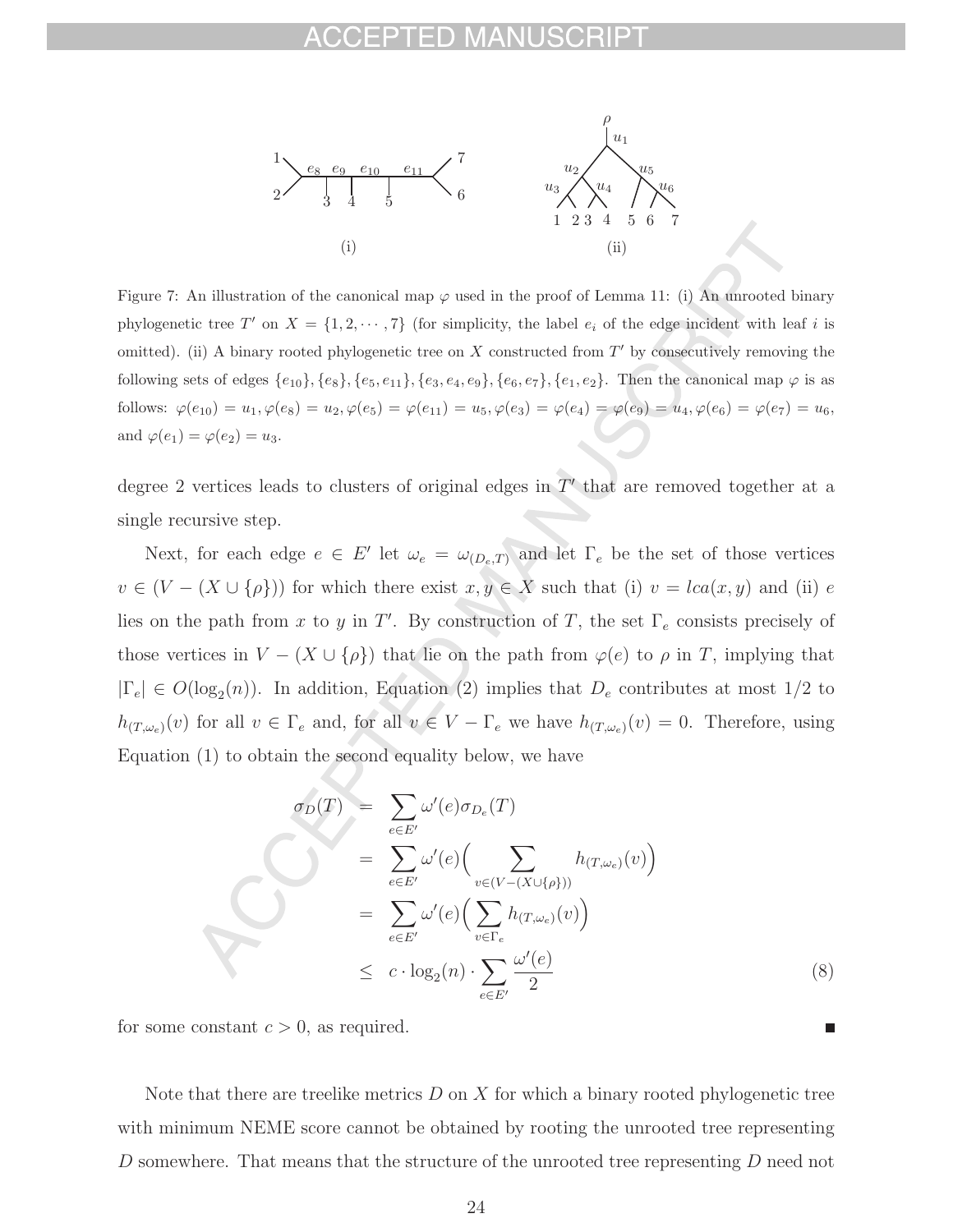Figure 7: An illustration of the canonical map $\varphi$ used in the proof of Lemma 11: (i) An unrooted binary phylogenetic tree $T'$ on $X = \{1, 2, \cdots, 7\}$ (for simplicity, the label $e_i$ of the edge incident with leaf $i$ is omitted). (ii) A binary rooted phylogenetic tree on $X$ constructed from $T'$ by consecutively removing the following sets of edges $\{e_{10}\}, \{e_8\}, \{e_5, e_{11}\}, \{e_3, e_4, e_9\}, \{e_6, e_7\}, \{e_1, e_2\}$. Then the canonical map $\varphi$ is as follows: $\varphi(e_{10}) = u_1, \varphi(e_8) = u_2, \varphi(e_5) = \varphi(e_{11}) = u_5, \varphi(e_3) = \varphi(e_4) = \varphi(e_9) = u_4, \varphi(e_6) = \varphi(e_7) = u_6$, and $\varphi(e_1) = \varphi(e_2) = u_3$.

degree 2 vertices leads to clusters of original edges in $T'$ that are removed together at a single recursive step.

Next, for each edge $e \in E'$ let $\omega_e = \omega_{(D_e,T)}$ and let $\Gamma_e$ be the set of those vertices $v \in (V - (X \cup \{\rho\}))$ for which there exist $x, y \in X$ such that (i) $v = lca(x, y)$ and (ii) $e$ lies on the path from $x$ to $y$ in $T'$. By construction of $T$, the set $\Gamma_e$ consists precisely of those vertices in $V - (X \cup \{\rho\})$ that lie on the path from $\varphi(e)$ to $\rho$ in $T$, implying that $|\Gamma_e| \in O(\log_2(n))$. In addition, Equation (2) implies that $D_e$ contributes at most 1/2 to $h_{(T,\omega_e)}(v)$ for all $v \in \Gamma_e$ and, for all $v \in V - \Gamma_e$ we have $h_{(T,\omega_e)}(v) = 0$. Therefore, using Equation (1) to obtain the second equality below, we have

$$
\begin{aligned}
\sigma_D(T) &= \sum_{e \in E'} \omega'(e)\sigma_{D_e}(T) \\
&= \sum_{e \in E'} \omega'(e)\Big( \sum_{v \in (V-(X\cup\{\rho\}))} h_{(T,\omega_e)}(v) \Big) \\
&= \sum_{e \in E'} \omega'(e)\Big( \sum_{v \in \Gamma_e} h_{(T,\omega_e)}(v) \Big) \\
&\leq c \cdot \log_2(n) \cdot \sum_{e \in E'} \frac{\omega'(e)}{2} \qquad (8)
\end{aligned}
$$

for some constant $c > 0$, as required. ∎

Note that there are treelike metrics $D$ on $X$ for which a binary rooted phylogenetic tree with minimum NEME score cannot be obtained by rooting the unrooted tree representing $D$ somewhere. That means that the structure of the unrooted tree representing $D$ need not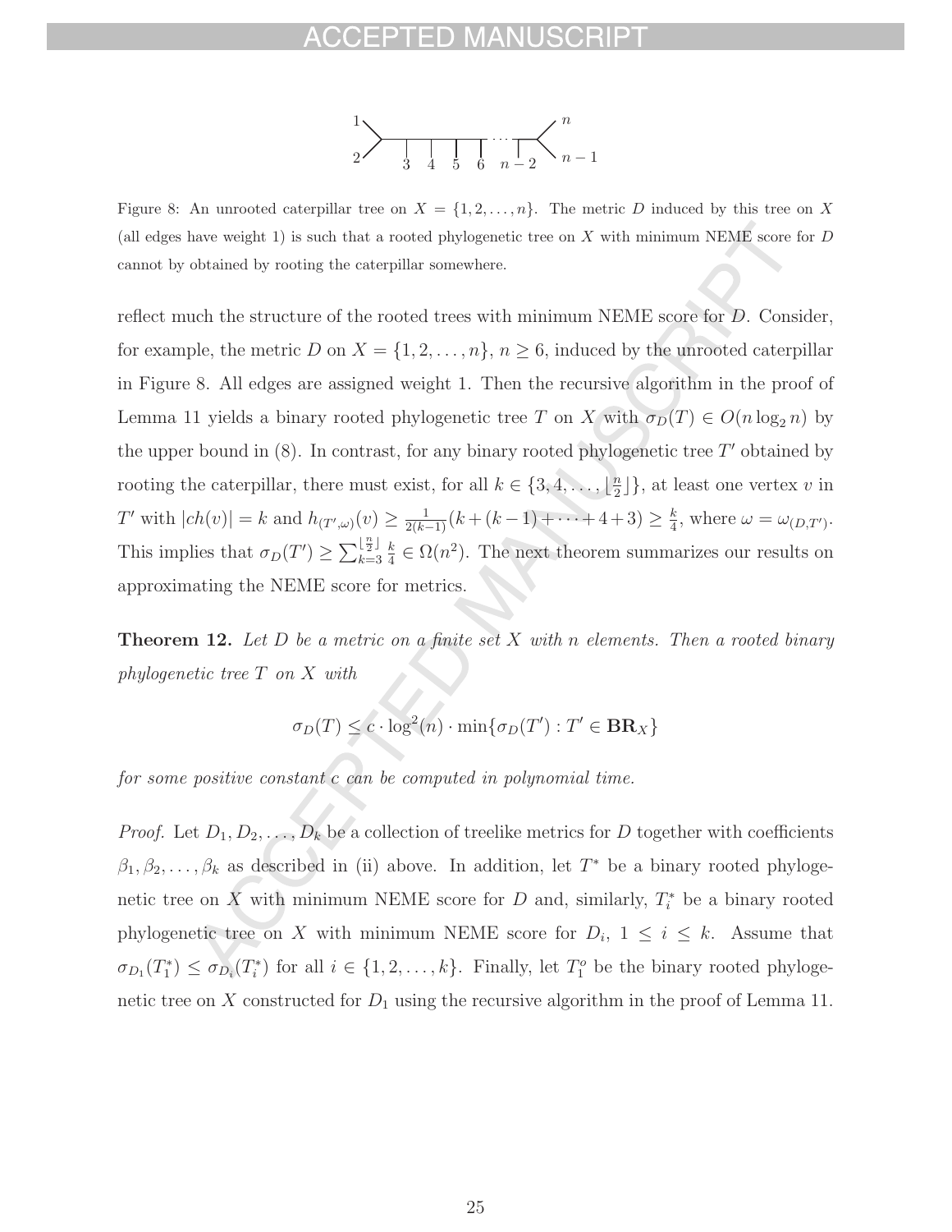Figure 8: An unrooted caterpillar tree on $X = \{1, 2, \dots, n\}$. The metric $D$ induced by this tree on $X$ (all edges have weight 1) is such that a rooted phylogenetic tree on $X$ with minimum NEME score for $D$ cannot by obtained by rooting the caterpillar somewhere.

reflect much the structure of the rooted trees with minimum NEME score for $D$. Consider, for example, the metric $D$ on $X = \{1, 2, \dots, n\}$, $n \geq 6$, induced by the unrooted caterpillar in Figure 8. All edges are assigned weight 1. Then the recursive algorithm in the proof of Lemma 11 yields a binary rooted phylogenetic tree $T$ on $X$ with $\sigma_D(T) \in O(n \log_2 n)$ by the upper bound in (8). In contrast, for any binary rooted phylogenetic tree $T'$ obtained by rooting the caterpillar, there must exist, for all $k \in \{3, 4, \dots, \lfloor \frac{n}{2} \rfloor\}$, at least one vertex $v$ in $T'$ with $|ch(v)| = k$ and $h_{(T',\omega)}(v) \geq \frac{1}{2(k-1)}(k + (k-1) + \dots + 4 + 3) \geq \frac{k}{4}$, where $\omega = \omega_{(D,T')}$. This implies that $\sigma_D(T') \geq \sum_{k=3}^{\lfloor \frac{n}{2} \rfloor} \frac{k}{4} \in \Omega(n^2)$. The next theorem summarizes our results on approximating the NEME score for metrics.

**Theorem 12.** *Let $D$ be a metric on a finite set $X$ with $n$ elements. Then a rooted binary phylogenetic tree $T$ on $X$ with*

$$\sigma_D(T) \leq c \cdot \log^2(n) \cdot \min\{\sigma_D(T') : T' \in \mathbf{BR}_X\}$$

*for some positive constant $c$ can be computed in polynomial time.*

*Proof.* Let $D_1, D_2, \dots, D_k$ be a collection of treelike metrics for $D$ together with coefficients $\beta_1, \beta_2, \dots, \beta_k$ as described in (ii) above. In addition, let $T^*$ be a binary rooted phylogenetic tree on $X$ with minimum NEME score for $D$ and, similarly, $T_i^*$ be a binary rooted phylogenetic tree on $X$ with minimum NEME score for $D_i$, $1 \leq i \leq k$. Assume that $\sigma_{D_1}(T_1^*) \leq \sigma_{D_i}(T_i^*)$ for all $i \in \{1, 2, \dots, k\}$. Finally, let $T_1^o$ be the binary rooted phylogenetic tree on $X$ constructed for $D_1$ using the recursive algorithm in the proof of Lemma 11.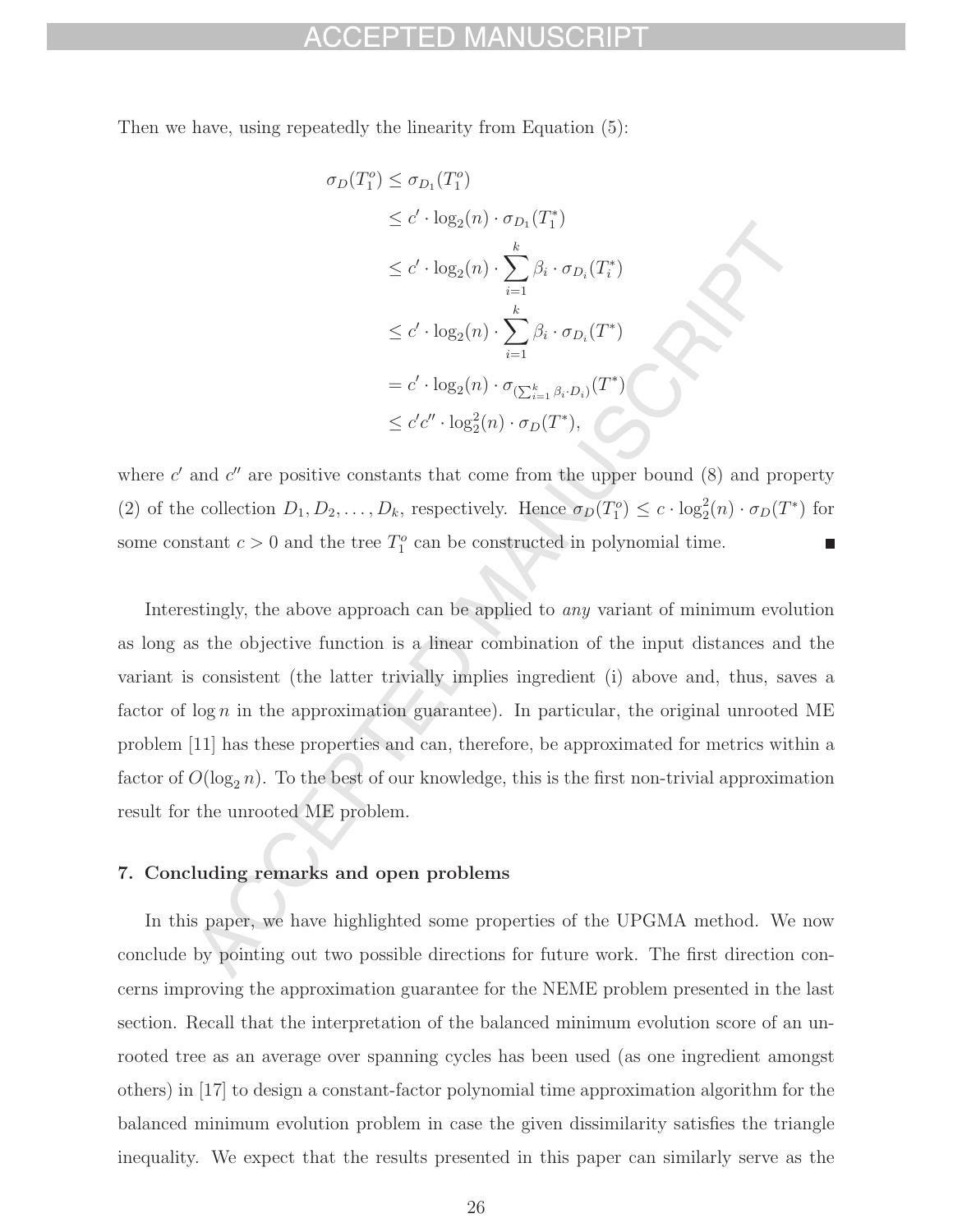Then we have, using repeatedly the linearity from Equation (5):

$$
\begin{aligned}
\sigma_D(T_1^o) &\leq \sigma_{D_1}(T_1^o) \\
&\leq c' \cdot \log_2(n) \cdot \sigma_{D_1}(T_1^*) \\
&\leq c' \cdot \log_2(n) \cdot \sum_{i=1}^{k} \beta_i \cdot \sigma_{D_i}(T_i^*) \\
&\leq c' \cdot \log_2(n) \cdot \sum_{i=1}^{k} \beta_i \cdot \sigma_{D_i}(T^*) \\
&= c' \cdot \log_2(n) \cdot \sigma_{(\sum_{i=1}^{k} \beta_i \cdot D_i)}(T^*) \\
&\leq c'c'' \cdot \log_2^2(n) \cdot \sigma_D(T^*),
\end{aligned}
$$

where $c'$ and $c''$ are positive constants that come from the upper bound (8) and property (2) of the collection $D_1, D_2, \ldots, D_k$, respectively. Hence $\sigma_D(T_1^o) \leq c \cdot \log_2^2(n) \cdot \sigma_D(T^*)$ for some constant $c > 0$ and the tree $T_1^o$ can be constructed in polynomial time. ■

Interestingly, the above approach can be applied to *any* variant of minimum evolution as long as the objective function is a linear combination of the input distances and the variant is consistent (the latter trivially implies ingredient (i) above and, thus, saves a factor of $\log n$ in the approximation guarantee). In particular, the original unrooted ME problem [11] has these properties and can, therefore, be approximated for metrics within a factor of $O(\log_2 n)$. To the best of our knowledge, this is the first non-trivial approximation result for the unrooted ME problem.

## 7. Concluding remarks and open problems

In this paper, we have highlighted some properties of the UPGMA method. We now conclude by pointing out two possible directions for future work. The first direction concerns improving the approximation guarantee for the NEME problem presented in the last section. Recall that the interpretation of the balanced minimum evolution score of an unrooted tree as an average over spanning cycles has been used (as one ingredient amongst others) in [17] to design a constant-factor polynomial time approximation algorithm for the balanced minimum evolution problem in case the given dissimilarity satisfies the triangle inequality. We expect that the results presented in this paper can similarly serve as the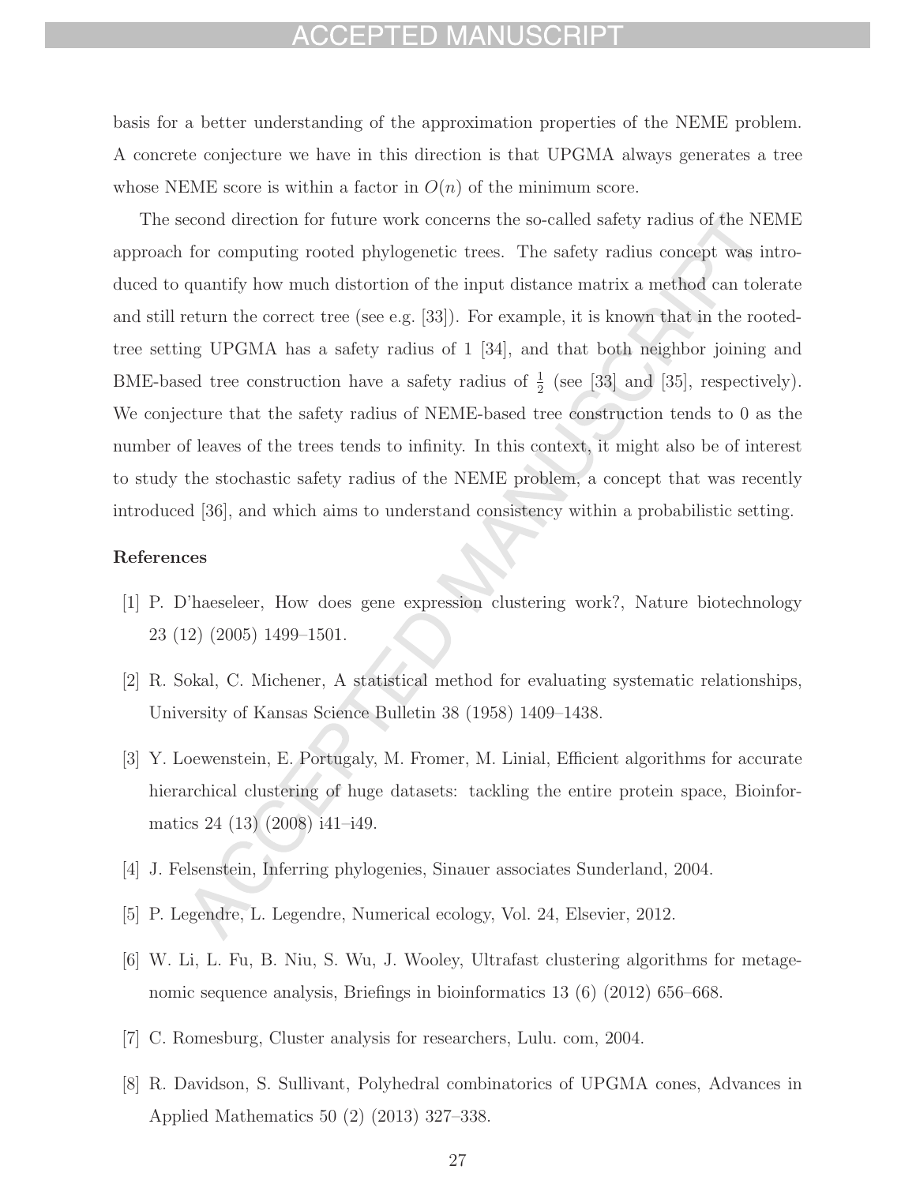basis for a better understanding of the approximation properties of the NEME problem. A concrete conjecture we have in this direction is that UPGMA always generates a tree whose NEME score is within a factor in $O(n)$ of the minimum score.

The second direction for future work concerns the so-called safety radius of the NEME approach for computing rooted phylogenetic trees. The safety radius concept was introduced to quantify how much distortion of the input distance matrix a method can tolerate and still return the correct tree (see e.g. [33]). For example, it is known that in the rooted-tree setting UPGMA has a safety radius of 1 [34], and that both neighbor joining and BME-based tree construction have a safety radius of $\frac{1}{2}$ (see [33] and [35], respectively). We conjecture that the safety radius of NEME-based tree construction tends to 0 as the number of leaves of the trees tends to infinity. In this context, it might also be of interest to study the stochastic safety radius of the NEME problem, a concept that was recently introduced [36], and which aims to understand consistency within a probabilistic setting.

## References

[1] P. D'haeseleer, How does gene expression clustering work?, Nature biotechnology 23 (12) (2005) 1499–1501.

[2] R. Sokal, C. Michener, A statistical method for evaluating systematic relationships, University of Kansas Science Bulletin 38 (1958) 1409–1438.

[3] Y. Loewenstein, E. Portugaly, M. Fromer, M. Linial, Efficient algorithms for accurate hierarchical clustering of huge datasets: tackling the entire protein space, Bioinformatics 24 (13) (2008) i41–i49.

[4] J. Felsenstein, Inferring phylogenies, Sinauer associates Sunderland, 2004.

[5] P. Legendre, L. Legendre, Numerical ecology, Vol. 24, Elsevier, 2012.

[6] W. Li, L. Fu, B. Niu, S. Wu, J. Wooley, Ultrafast clustering algorithms for metagenomic sequence analysis, Briefings in bioinformatics 13 (6) (2012) 656–668.

[7] C. Romesburg, Cluster analysis for researchers, Lulu. com, 2004.

[8] R. Davidson, S. Sullivant, Polyhedral combinatorics of UPGMA cones, Advances in Applied Mathematics 50 (2) (2013) 327–338.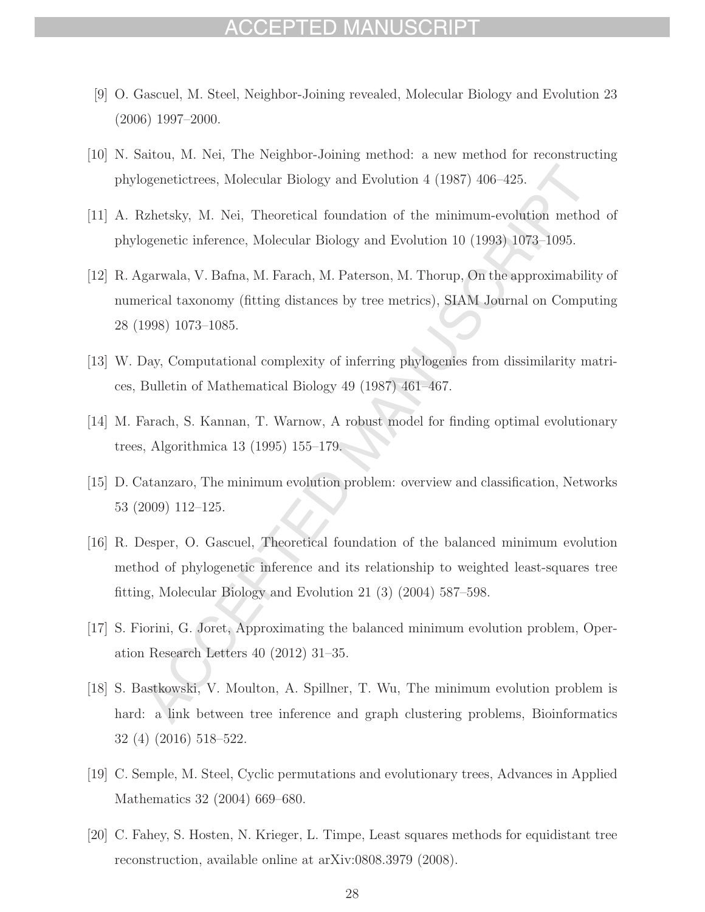[9] O. Gascuel, M. Steel, Neighbor-Joining revealed, Molecular Biology and Evolution 23 (2006) 1997–2000.

[10] N. Saitou, M. Nei, The Neighbor-Joining method: a new method for reconstructing phylogenetictrees, Molecular Biology and Evolution 4 (1987) 406–425.

[11] A. Rzhetsky, M. Nei, Theoretical foundation of the minimum-evolution method of phylogenetic inference, Molecular Biology and Evolution 10 (1993) 1073–1095.

[12] R. Agarwala, V. Bafna, M. Farach, M. Paterson, M. Thorup, On the approximability of numerical taxonomy (fitting distances by tree metrics), SIAM Journal on Computing 28 (1998) 1073–1085.

[13] W. Day, Computational complexity of inferring phylogenies from dissimilarity matrices, Bulletin of Mathematical Biology 49 (1987) 461–467.

[14] M. Farach, S. Kannan, T. Warnow, A robust model for finding optimal evolutionary trees, Algorithmica 13 (1995) 155–179.

[15] D. Catanzaro, The minimum evolution problem: overview and classification, Networks 53 (2009) 112–125.

[16] R. Desper, O. Gascuel, Theoretical foundation of the balanced minimum evolution method of phylogenetic inference and its relationship to weighted least-squares tree fitting, Molecular Biology and Evolution 21 (3) (2004) 587–598.

[17] S. Fiorini, G. Joret, Approximating the balanced minimum evolution problem, Operation Research Letters 40 (2012) 31–35.

[18] S. Bastkowski, V. Moulton, A. Spillner, T. Wu, The minimum evolution problem is hard: a link between tree inference and graph clustering problems, Bioinformatics 32 (4) (2016) 518–522.

[19] C. Semple, M. Steel, Cyclic permutations and evolutionary trees, Advances in Applied Mathematics 32 (2004) 669–680.

[20] C. Fahey, S. Hosten, N. Krieger, L. Timpe, Least squares methods for equidistant tree reconstruction, available online at arXiv:0808.3979 (2008).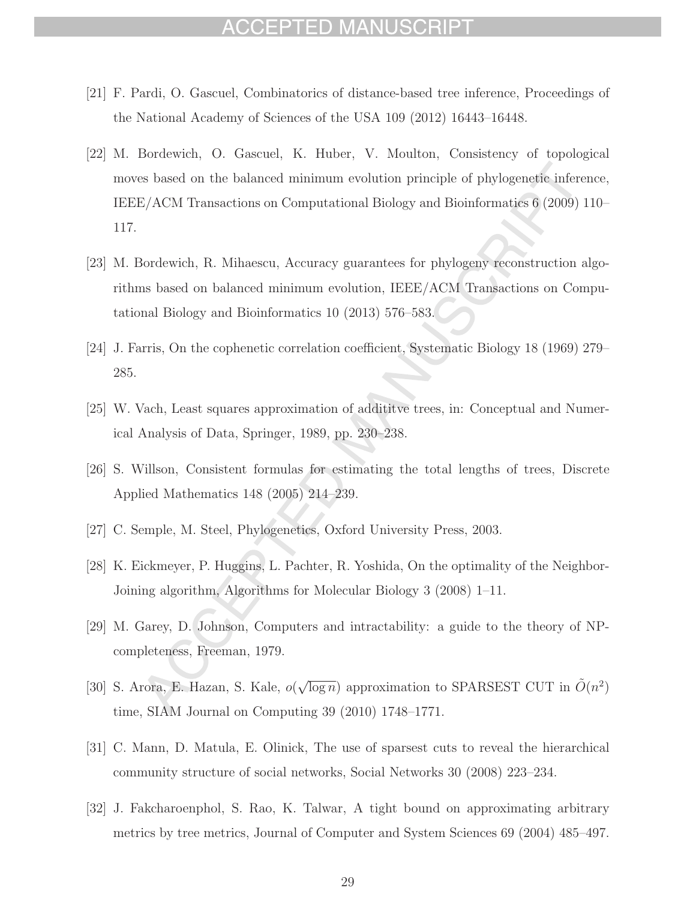[21] F. Pardi, O. Gascuel, Combinatorics of distance-based tree inference, Proceedings of the National Academy of Sciences of the USA 109 (2012) 16443–16448.

[22] M. Bordewich, O. Gascuel, K. Huber, V. Moulton, Consistency of topological moves based on the balanced minimum evolution principle of phylogenetic inference, IEEE/ACM Transactions on Computational Biology and Bioinformatics 6 (2009) 110–117.

[23] M. Bordewich, R. Mihaescu, Accuracy guarantees for phylogeny reconstruction algorithms based on balanced minimum evolution, IEEE/ACM Transactions on Computational Biology and Bioinformatics 10 (2013) 576–583.

[24] J. Farris, On the cophenetic correlation coefficient, Systematic Biology 18 (1969) 279–285.

[25] W. Vach, Least squares approximation of addititve trees, in: Conceptual and Numerical Analysis of Data, Springer, 1989, pp. 230–238.

[26] S. Willson, Consistent formulas for estimating the total lengths of trees, Discrete Applied Mathematics 148 (2005) 214–239.

[27] C. Semple, M. Steel, Phylogenetics, Oxford University Press, 2003.

[28] K. Eickmeyer, P. Huggins, L. Pachter, R. Yoshida, On the optimality of the Neighbor-Joining algorithm, Algorithms for Molecular Biology 3 (2008) 1–11.

[29] M. Garey, D. Johnson, Computers and intractability: a guide to the theory of NP-completeness, Freeman, 1979.

[30] S. Arora, E. Hazan, S. Kale, $o(\sqrt{\log n})$ approximation to SPARSEST CUT in $\tilde{O}(n^2)$ time, SIAM Journal on Computing 39 (2010) 1748–1771.

[31] C. Mann, D. Matula, E. Olinick, The use of sparsest cuts to reveal the hierarchical community structure of social networks, Social Networks 30 (2008) 223–234.

[32] J. Fakcharoenphol, S. Rao, K. Talwar, A tight bound on approximating arbitrary metrics by tree metrics, Journal of Computer and System Sciences 69 (2004) 485–497.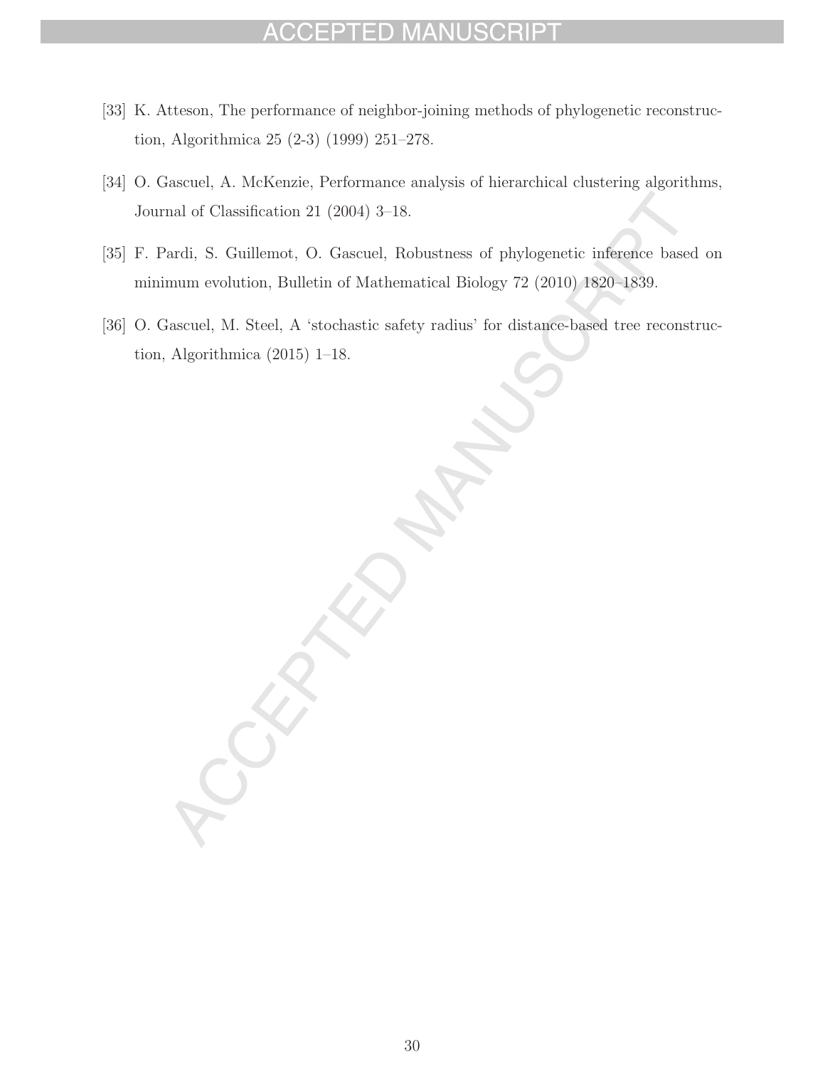[33] K. Atteson, The performance of neighbor-joining methods of phylogenetic reconstruction, Algorithmica 25 (2-3) (1999) 251–278.

[34] O. Gascuel, A. McKenzie, Performance analysis of hierarchical clustering algorithms, Journal of Classification 21 (2004) 3–18.

[35] F. Pardi, S. Guillemot, O. Gascuel, Robustness of phylogenetic inference based on minimum evolution, Bulletin of Mathematical Biology 72 (2010) 1820–1839.

[36] O. Gascuel, M. Steel, A 'stochastic safety radius' for distance-based tree reconstruction, Algorithmica (2015) 1–18.